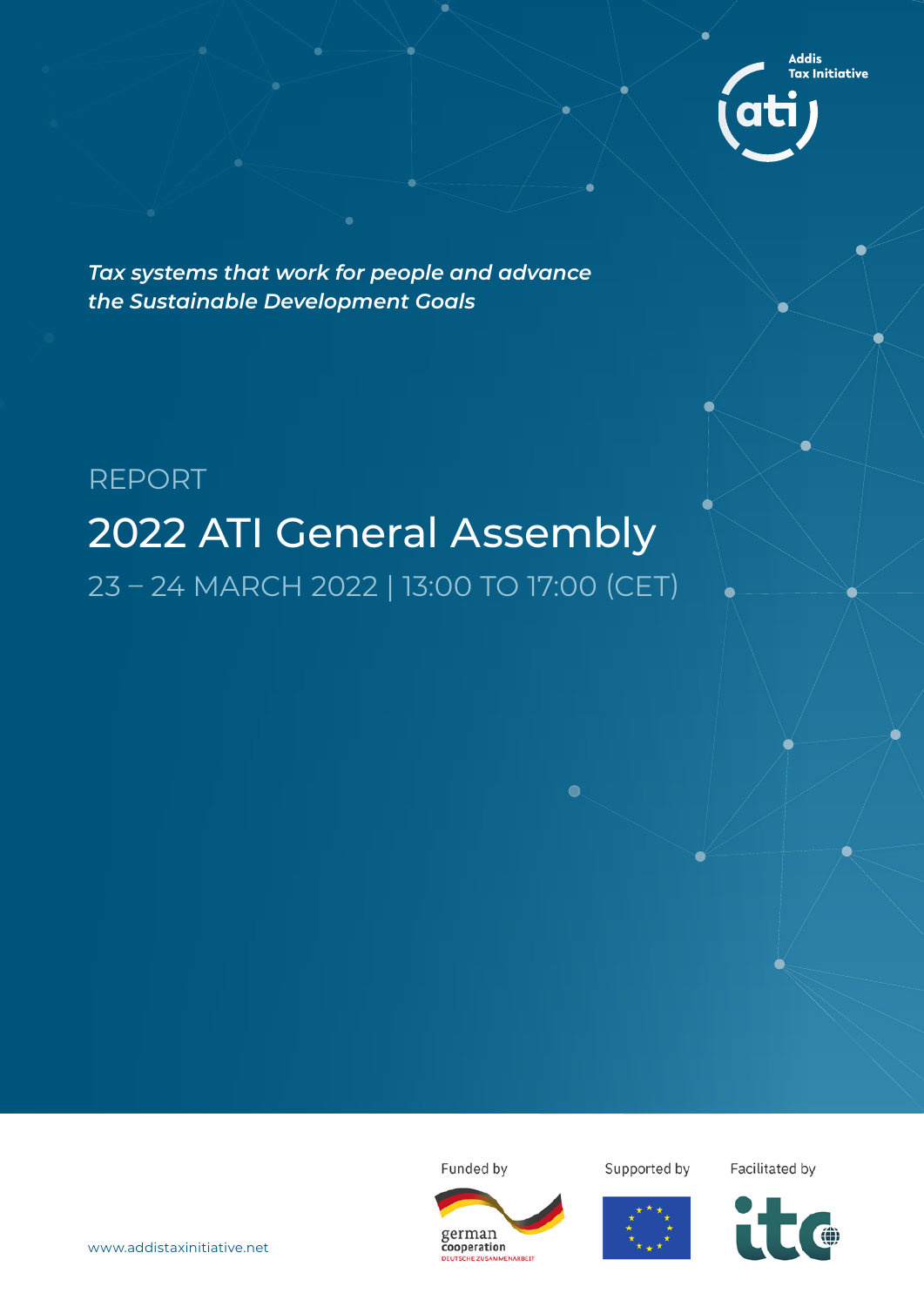Addis Tax Initiative

*Tax systems that work for people and advance the Sustainable Development Goals*

REPORT

# 2022 ATI General Assembly

23 – 24 MARCH 2022 | 13:00 TO 17:00 (CET)

Funded by

german cooperation
DEUTSCHE ZUSAMMENARBEIT

Supported by

Facilitated by

itc

www.addistaxinitiative.net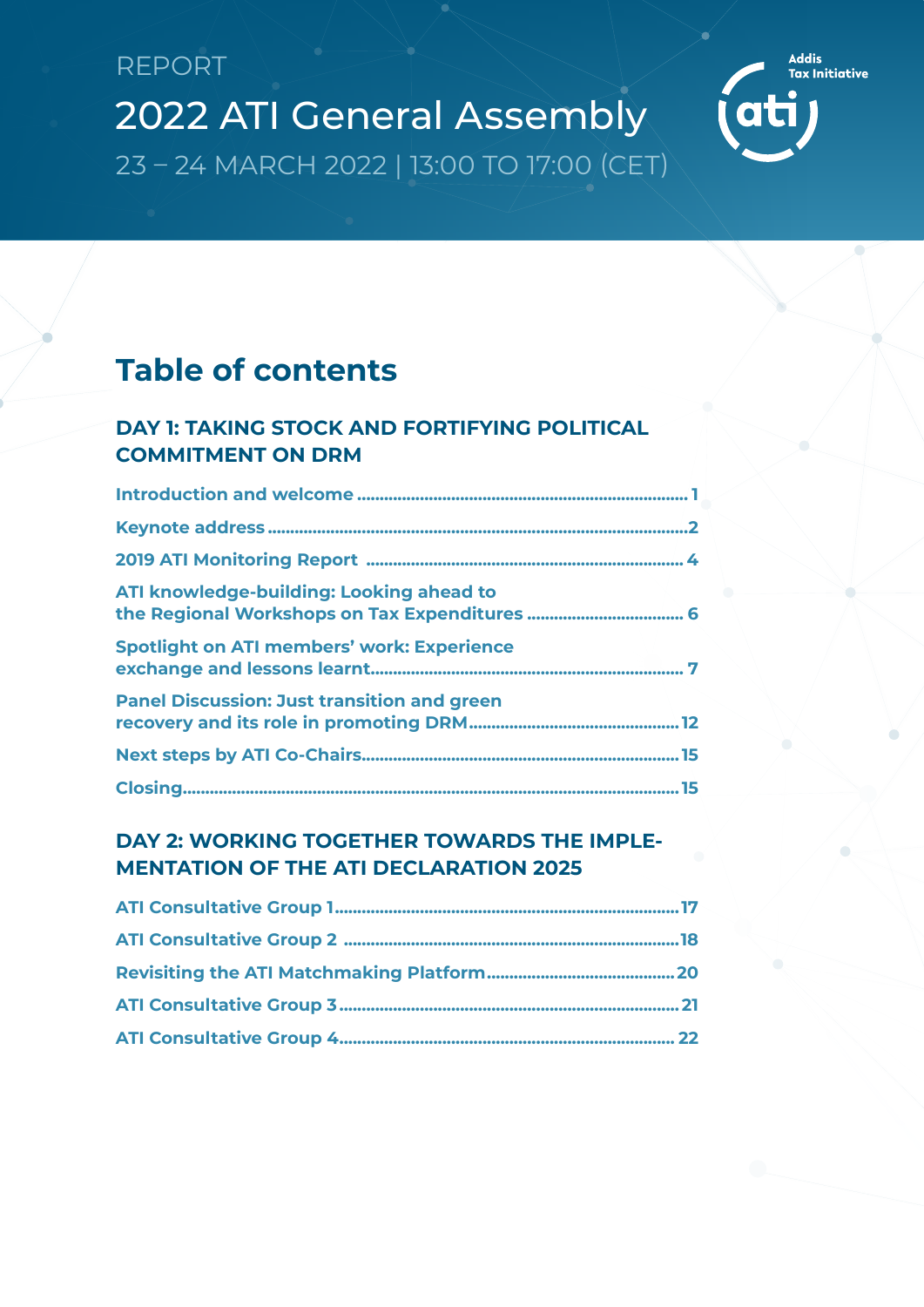REPORT

# 2022 ATI General Assembly

23 – 24 MARCH 2022 | 13:00 TO 17:00 (CET)

Addis Tax Initiative

## Table of contents

### DAY 1: TAKING STOCK AND FORTIFYING POLITICAL COMMITMENT ON DRM

- **Introduction and welcome** ........ 1
- **Keynote address** ........ 2
- **2019 ATI Monitoring Report** ........ 4
- **ATI knowledge-building: Looking ahead to the Regional Workshops on Tax Expenditures** ........ 6
- **Spotlight on ATI members' work: Experience exchange and lessons learnt** ........ 7
- **Panel Discussion: Just transition and green recovery and its role in promoting DRM** ........ 12
- **Next steps by ATI Co-Chairs** ........ 15
- **Closing** ........ 15

### DAY 2: WORKING TOGETHER TOWARDS THE IMPLEMENTATION OF THE ATI DECLARATION 2025

- **ATI Consultative Group 1** ........ 17
- **ATI Consultative Group 2** ........ 18
- **Revisiting the ATI Matchmaking Platform** ........ 20
- **ATI Consultative Group 3** ........ 21
- **ATI Consultative Group 4** ........ 22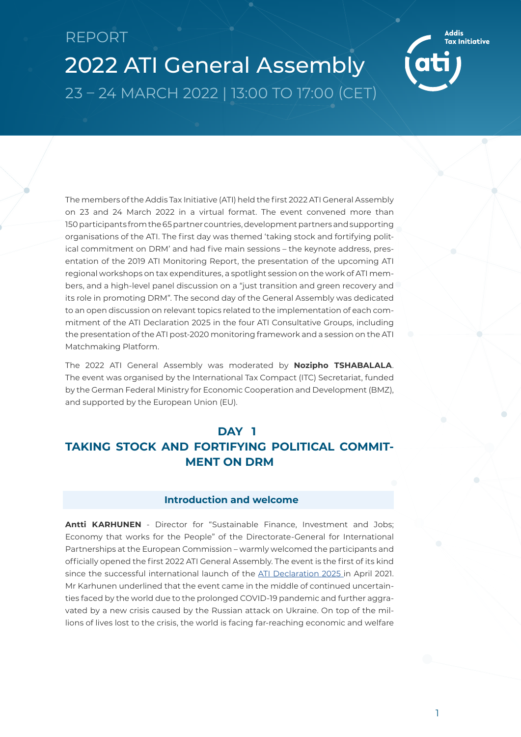REPORT

# 2022 ATI General Assembly

23 – 24 MARCH 2022 | 13:00 TO 17:00 (CET)

The members of the Addis Tax Initiative (ATI) held the first 2022 ATI General Assembly on 23 and 24 March 2022 in a virtual format. The event convened more than 150 participants from the 65 partner countries, development partners and supporting organisations of the ATI. The first day was themed 'taking stock and fortifying political commitment on DRM' and had five main sessions – the keynote address, presentation of the 2019 ATI Monitoring Report, the presentation of the upcoming ATI regional workshops on tax expenditures, a spotlight session on the work of ATI members, and a high-level panel discussion on a "just transition and green recovery and its role in promoting DRM". The second day of the General Assembly was dedicated to an open discussion on relevant topics related to the implementation of each commitment of the ATI Declaration 2025 in the four ATI Consultative Groups, including the presentation of the ATI post-2020 monitoring framework and a session on the ATI Matchmaking Platform.

The 2022 ATI General Assembly was moderated by **Nozipho TSHABALALA**. The event was organised by the International Tax Compact (ITC) Secretariat, funded by the German Federal Ministry for Economic Cooperation and Development (BMZ), and supported by the European Union (EU).

## DAY 1
## TAKING STOCK AND FORTIFYING POLITICAL COMMITMENT ON DRM

### Introduction and welcome

**Antti KARHUNEN** - Director for "Sustainable Finance, Investment and Jobs; Economy that works for the People" of the Directorate-General for International Partnerships at the European Commission – warmly welcomed the participants and officially opened the first 2022 ATI General Assembly. The event is the first of its kind since the successful international launch of the ATI Declaration 2025 in April 2021. Mr Karhunen underlined that the event came in the middle of continued uncertainties faced by the world due to the prolonged COVID-19 pandemic and further aggravated by a new crisis caused by the Russian attack on Ukraine. On top of the millions of lives lost to the crisis, the world is facing far-reaching economic and welfare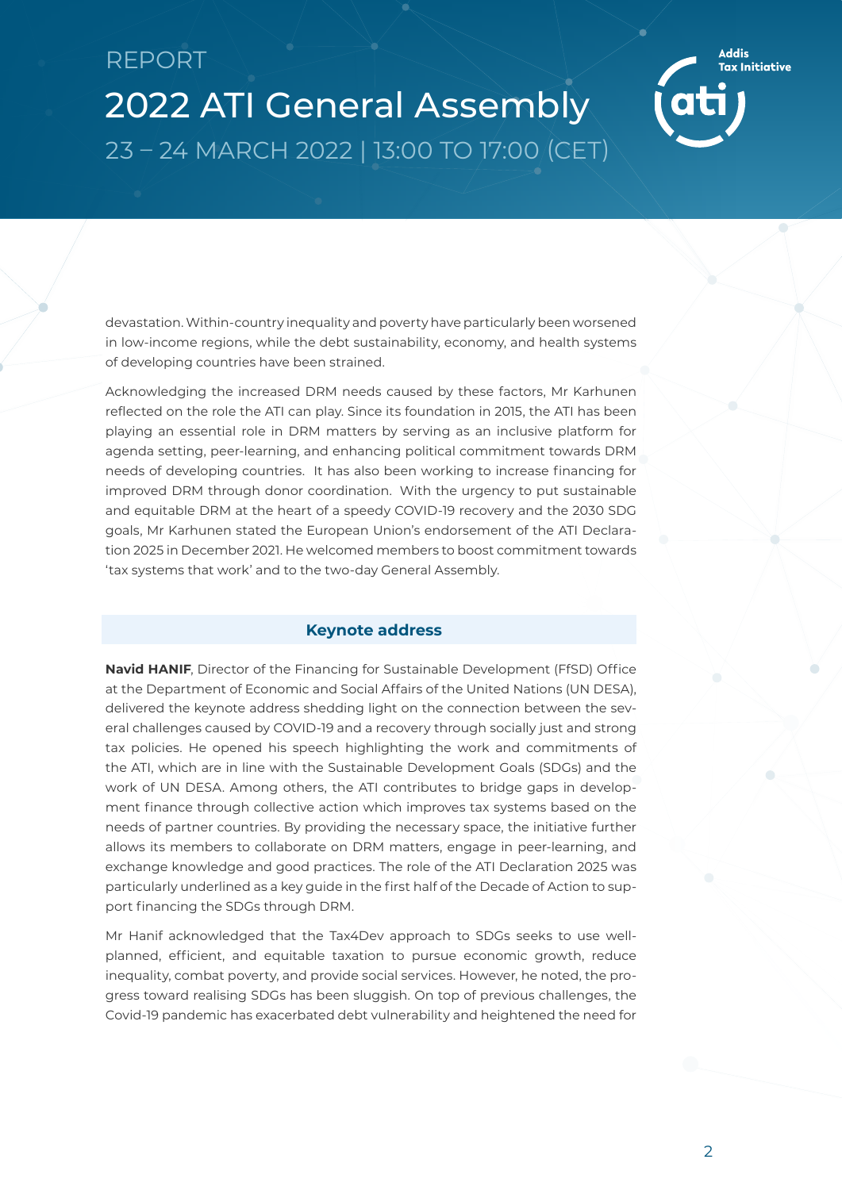devastation. Within-country inequality and poverty have particularly been worsened in low-income regions, while the debt sustainability, economy, and health systems of developing countries have been strained.

Acknowledging the increased DRM needs caused by these factors, Mr Karhunen reflected on the role the ATI can play. Since its foundation in 2015, the ATI has been playing an essential role in DRM matters by serving as an inclusive platform for agenda setting, peer-learning, and enhancing political commitment towards DRM needs of developing countries. It has also been working to increase financing for improved DRM through donor coordination. With the urgency to put sustainable and equitable DRM at the heart of a speedy COVID-19 recovery and the 2030 SDG goals, Mr Karhunen stated the European Union's endorsement of the ATI Declaration 2025 in December 2021. He welcomed members to boost commitment towards 'tax systems that work' and to the two-day General Assembly.

## Keynote address

**Navid HANIF**, Director of the Financing for Sustainable Development (FfSD) Office at the Department of Economic and Social Affairs of the United Nations (UN DESA), delivered the keynote address shedding light on the connection between the several challenges caused by COVID-19 and a recovery through socially just and strong tax policies. He opened his speech highlighting the work and commitments of the ATI, which are in line with the Sustainable Development Goals (SDGs) and the work of UN DESA. Among others, the ATI contributes to bridge gaps in development finance through collective action which improves tax systems based on the needs of partner countries. By providing the necessary space, the initiative further allows its members to collaborate on DRM matters, engage in peer-learning, and exchange knowledge and good practices. The role of the ATI Declaration 2025 was particularly underlined as a key guide in the first half of the Decade of Action to support financing the SDGs through DRM.

Mr Hanif acknowledged that the Tax4Dev approach to SDGs seeks to use well-planned, efficient, and equitable taxation to pursue economic growth, reduce inequality, combat poverty, and provide social services. However, he noted, the progress toward realising SDGs has been sluggish. On top of previous challenges, the Covid-19 pandemic has exacerbated debt vulnerability and heightened the need for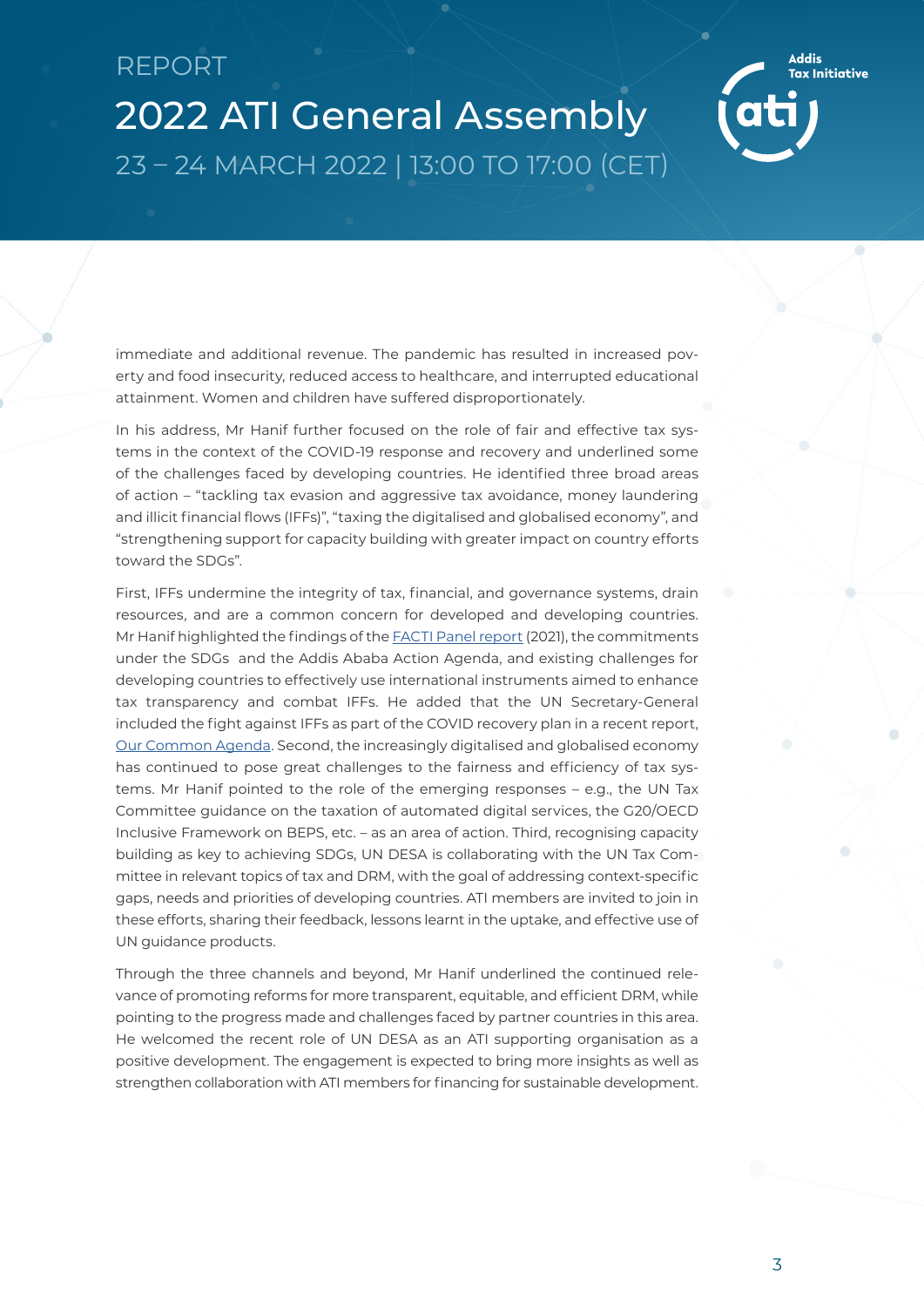immediate and additional revenue. The pandemic has resulted in increased poverty and food insecurity, reduced access to healthcare, and interrupted educational attainment. Women and children have suffered disproportionately.

In his address, Mr Hanif further focused on the role of fair and effective tax systems in the context of the COVID-19 response and recovery and underlined some of the challenges faced by developing countries. He identified three broad areas of action – "tackling tax evasion and aggressive tax avoidance, money laundering and illicit financial flows (IFFs)", "taxing the digitalised and globalised economy", and "strengthening support for capacity building with greater impact on country efforts toward the SDGs".

First, IFFs undermine the integrity of tax, financial, and governance systems, drain resources, and are a common concern for developed and developing countries. Mr Hanif highlighted the findings of the [FACTI Panel report](#) (2021), the commitments under the SDGs and the Addis Ababa Action Agenda, and existing challenges for developing countries to effectively use international instruments aimed to enhance tax transparency and combat IFFs. He added that the UN Secretary-General included the fight against IFFs as part of the COVID recovery plan in a recent report, [Our Common Agenda](#). Second, the increasingly digitalised and globalised economy has continued to pose great challenges to the fairness and efficiency of tax systems. Mr Hanif pointed to the role of the emerging responses – e.g., the UN Tax Committee guidance on the taxation of automated digital services, the G20/OECD Inclusive Framework on BEPS, etc. – as an area of action. Third, recognising capacity building as key to achieving SDGs, UN DESA is collaborating with the UN Tax Committee in relevant topics of tax and DRM, with the goal of addressing context-specific gaps, needs and priorities of developing countries. ATI members are invited to join in these efforts, sharing their feedback, lessons learnt in the uptake, and effective use of UN guidance products.

Through the three channels and beyond, Mr Hanif underlined the continued relevance of promoting reforms for more transparent, equitable, and efficient DRM, while pointing to the progress made and challenges faced by partner countries in this area. He welcomed the recent role of UN DESA as an ATI supporting organisation as a positive development. The engagement is expected to bring more insights as well as strengthen collaboration with ATI members for financing for sustainable development.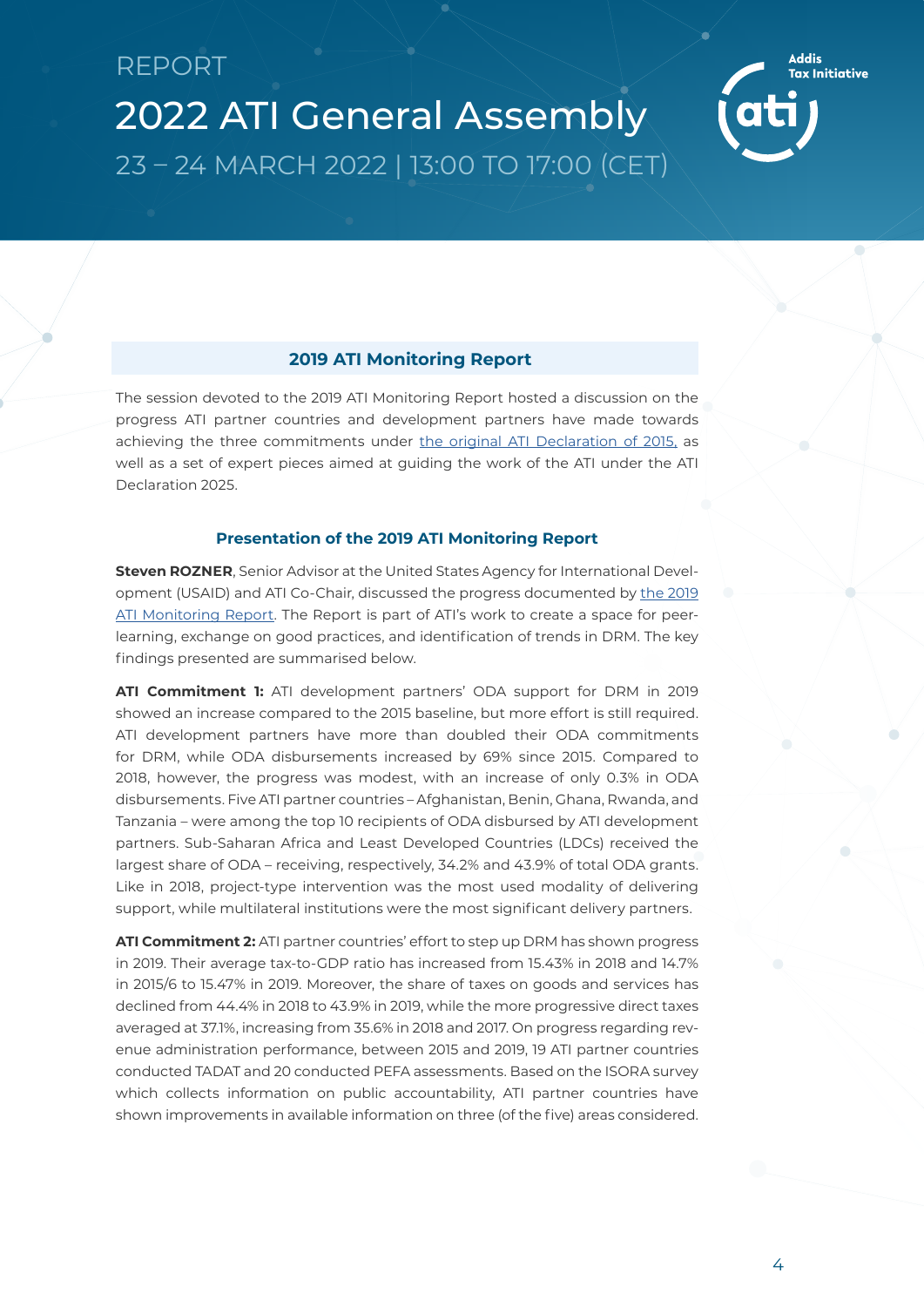## 2019 ATI Monitoring Report

The session devoted to the 2019 ATI Monitoring Report hosted a discussion on the progress ATI partner countries and development partners have made towards achieving the three commitments under [the original ATI Declaration of 2015](), as well as a set of expert pieces aimed at guiding the work of the ATI under the ATI Declaration 2025.

### Presentation of the 2019 ATI Monitoring Report

**Steven ROZNER**, Senior Advisor at the United States Agency for International Development (USAID) and ATI Co-Chair, discussed the progress documented by [the 2019 ATI Monitoring Report](). The Report is part of ATI's work to create a space for peer-learning, exchange on good practices, and identification of trends in DRM. The key findings presented are summarised below.

**ATI Commitment 1:** ATI development partners' ODA support for DRM in 2019 showed an increase compared to the 2015 baseline, but more effort is still required. ATI development partners have more than doubled their ODA commitments for DRM, while ODA disbursements increased by 69% since 2015. Compared to 2018, however, the progress was modest, with an increase of only 0.3% in ODA disbursements. Five ATI partner countries – Afghanistan, Benin, Ghana, Rwanda, and Tanzania – were among the top 10 recipients of ODA disbursed by ATI development partners. Sub-Saharan Africa and Least Developed Countries (LDCs) received the largest share of ODA – receiving, respectively, 34.2% and 43.9% of total ODA grants. Like in 2018, project-type intervention was the most used modality of delivering support, while multilateral institutions were the most significant delivery partners.

**ATI Commitment 2:** ATI partner countries' effort to step up DRM has shown progress in 2019. Their average tax-to-GDP ratio has increased from 15.43% in 2018 and 14.7% in 2015/6 to 15.47% in 2019. Moreover, the share of taxes on goods and services has declined from 44.4% in 2018 to 43.9% in 2019, while the more progressive direct taxes averaged at 37.1%, increasing from 35.6% in 2018 and 2017. On progress regarding revenue administration performance, between 2015 and 2019, 19 ATI partner countries conducted TADAT and 20 conducted PEFA assessments. Based on the ISORA survey which collects information on public accountability, ATI partner countries have shown improvements in available information on three (of the five) areas considered.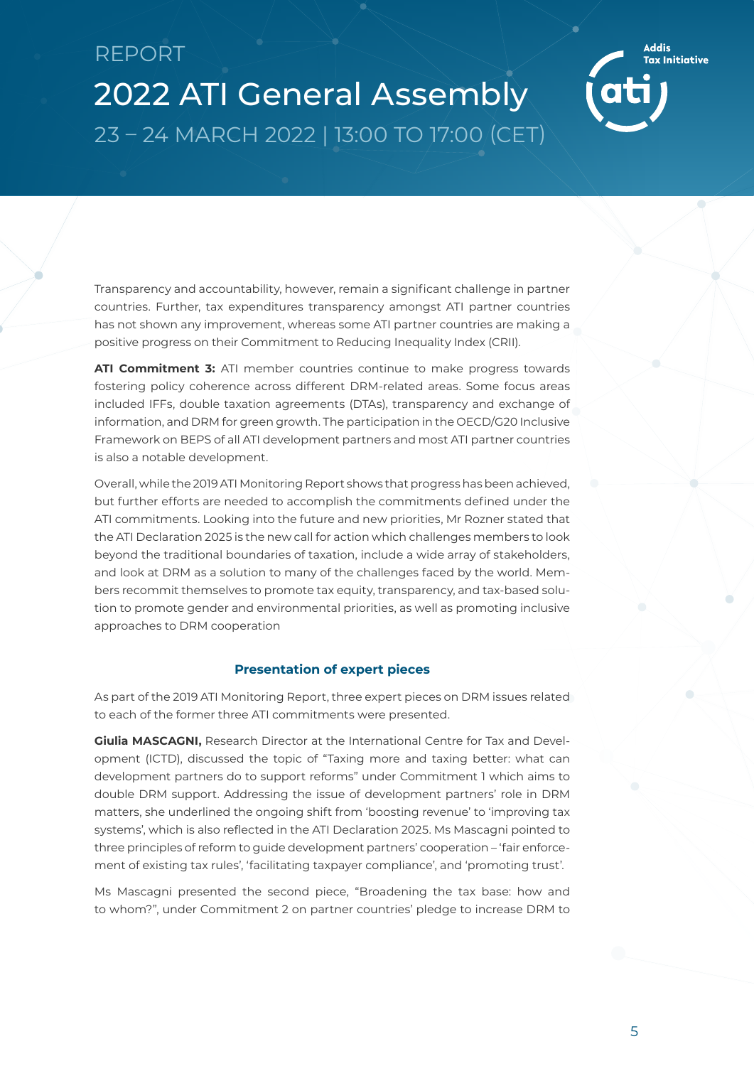Transparency and accountability, however, remain a significant challenge in partner countries. Further, tax expenditures transparency amongst ATI partner countries has not shown any improvement, whereas some ATI partner countries are making a positive progress on their Commitment to Reducing Inequality Index (CRII).

**ATI Commitment 3:** ATI member countries continue to make progress towards fostering policy coherence across different DRM-related areas. Some focus areas included IFFs, double taxation agreements (DTAs), transparency and exchange of information, and DRM for green growth. The participation in the OECD/G20 Inclusive Framework on BEPS of all ATI development partners and most ATI partner countries is also a notable development.

Overall, while the 2019 ATI Monitoring Report shows that progress has been achieved, but further efforts are needed to accomplish the commitments defined under the ATI commitments. Looking into the future and new priorities, Mr Rozner stated that the ATI Declaration 2025 is the new call for action which challenges members to look beyond the traditional boundaries of taxation, include a wide array of stakeholders, and look at DRM as a solution to many of the challenges faced by the world. Members recommit themselves to promote tax equity, transparency, and tax-based solution to promote gender and environmental priorities, as well as promoting inclusive approaches to DRM cooperation

### Presentation of expert pieces

As part of the 2019 ATI Monitoring Report, three expert pieces on DRM issues related to each of the former three ATI commitments were presented.

**Giulia MASCAGNI,** Research Director at the International Centre for Tax and Development (ICTD), discussed the topic of "Taxing more and taxing better: what can development partners do to support reforms" under Commitment 1 which aims to double DRM support. Addressing the issue of development partners' role in DRM matters, she underlined the ongoing shift from 'boosting revenue' to 'improving tax systems', which is also reflected in the ATI Declaration 2025. Ms Mascagni pointed to three principles of reform to guide development partners' cooperation – 'fair enforcement of existing tax rules', 'facilitating taxpayer compliance', and 'promoting trust'.

Ms Mascagni presented the second piece, "Broadening the tax base: how and to whom?", under Commitment 2 on partner countries' pledge to increase DRM to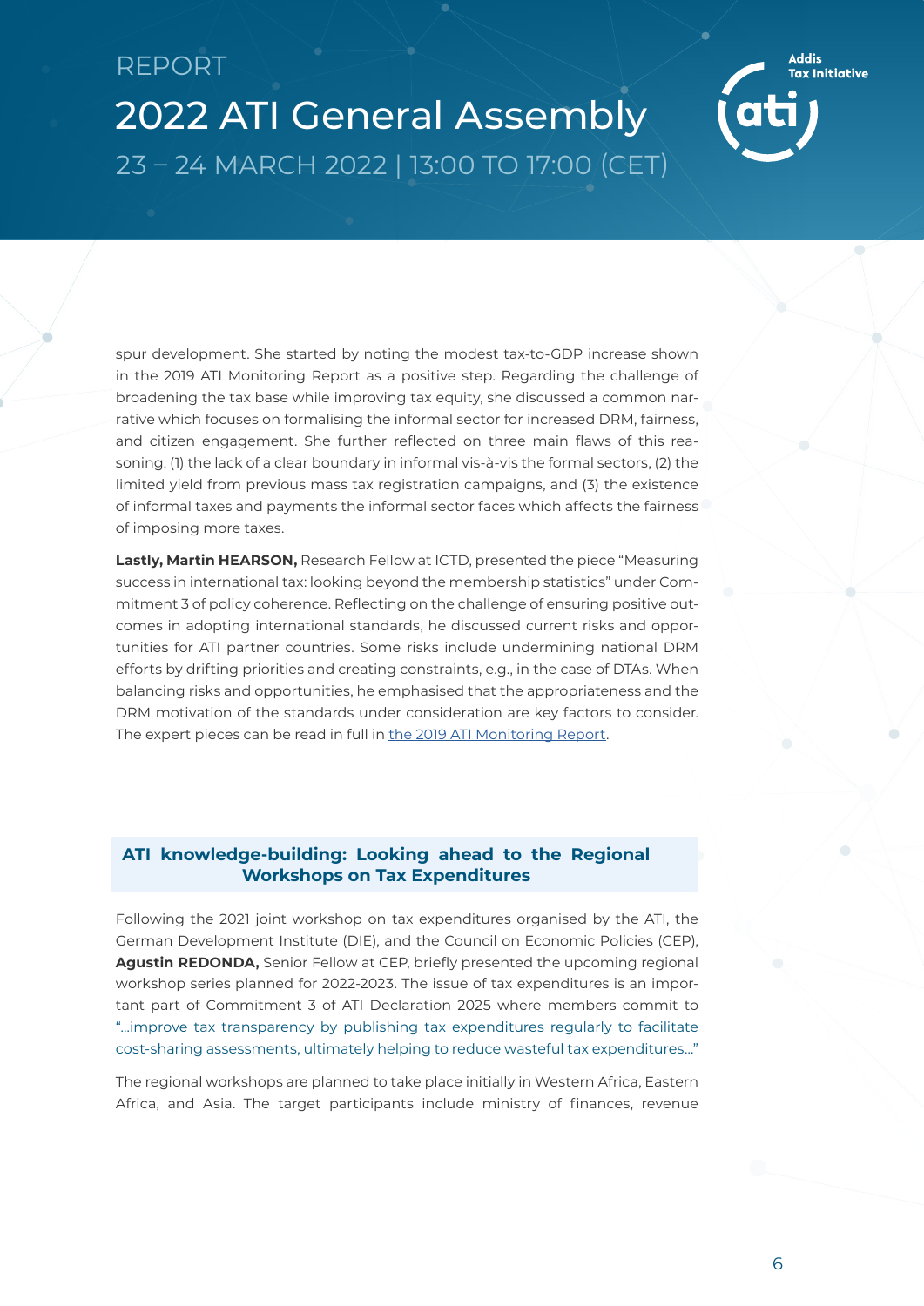spur development. She started by noting the modest tax-to-GDP increase shown in the 2019 ATI Monitoring Report as a positive step. Regarding the challenge of broadening the tax base while improving tax equity, she discussed a common narrative which focuses on formalising the informal sector for increased DRM, fairness, and citizen engagement. She further reflected on three main flaws of this reasoning: (1) the lack of a clear boundary in informal vis-à-vis the formal sectors, (2) the limited yield from previous mass tax registration campaigns, and (3) the existence of informal taxes and payments the informal sector faces which affects the fairness of imposing more taxes.

**Lastly, Martin HEARSON,** Research Fellow at ICTD, presented the piece "Measuring success in international tax: looking beyond the membership statistics" under Commitment 3 of policy coherence. Reflecting on the challenge of ensuring positive outcomes in adopting international standards, he discussed current risks and opportunities for ATI partner countries. Some risks include undermining national DRM efforts by drifting priorities and creating constraints, e.g., in the case of DTAs. When balancing risks and opportunities, he emphasised that the appropriateness and the DRM motivation of the standards under consideration are key factors to consider. The expert pieces can be read in full in the 2019 ATI Monitoring Report.

## ATI knowledge-building: Looking ahead to the Regional Workshops on Tax Expenditures

Following the 2021 joint workshop on tax expenditures organised by the ATI, the German Development Institute (DIE), and the Council on Economic Policies (CEP), **Agustin REDONDA,** Senior Fellow at CEP, briefly presented the upcoming regional workshop series planned for 2022-2023. The issue of tax expenditures is an important part of Commitment 3 of ATI Declaration 2025 where members commit to "…improve tax transparency by publishing tax expenditures regularly to facilitate cost-sharing assessments, ultimately helping to reduce wasteful tax expenditures…"

The regional workshops are planned to take place initially in Western Africa, Eastern Africa, and Asia. The target participants include ministry of finances, revenue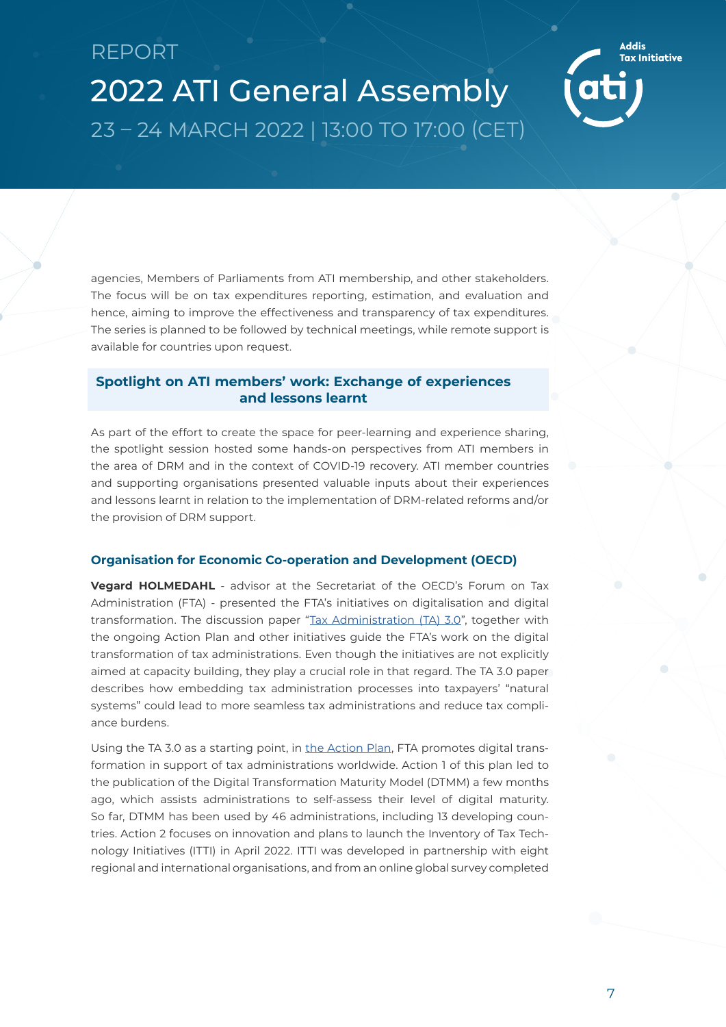agencies, Members of Parliaments from ATI membership, and other stakeholders. The focus will be on tax expenditures reporting, estimation, and evaluation and hence, aiming to improve the effectiveness and transparency of tax expenditures. The series is planned to be followed by technical meetings, while remote support is available for countries upon request.

## Spotlight on ATI members' work: Exchange of experiences and lessons learnt

As part of the effort to create the space for peer-learning and experience sharing, the spotlight session hosted some hands-on perspectives from ATI members in the area of DRM and in the context of COVID-19 recovery. ATI member countries and supporting organisations presented valuable inputs about their experiences and lessons learnt in relation to the implementation of DRM-related reforms and/or the provision of DRM support.

### Organisation for Economic Co-operation and Development (OECD)

**Vegard HOLMEDAHL** - advisor at the Secretariat of the OECD's Forum on Tax Administration (FTA) - presented the FTA's initiatives on digitalisation and digital transformation. The discussion paper "Tax Administration (TA) 3.0", together with the ongoing Action Plan and other initiatives guide the FTA's work on the digital transformation of tax administrations. Even though the initiatives are not explicitly aimed at capacity building, they play a crucial role in that regard. The TA 3.0 paper describes how embedding tax administration processes into taxpayers' "natural systems" could lead to more seamless tax administrations and reduce tax compliance burdens.

Using the TA 3.0 as a starting point, in the Action Plan, FTA promotes digital transformation in support of tax administrations worldwide. Action 1 of this plan led to the publication of the Digital Transformation Maturity Model (DTMM) a few months ago, which assists administrations to self-assess their level of digital maturity. So far, DTMM has been used by 46 administrations, including 13 developing countries. Action 2 focuses on innovation and plans to launch the Inventory of Tax Technology Initiatives (ITTI) in April 2022. ITTI was developed in partnership with eight regional and international organisations, and from an online global survey completed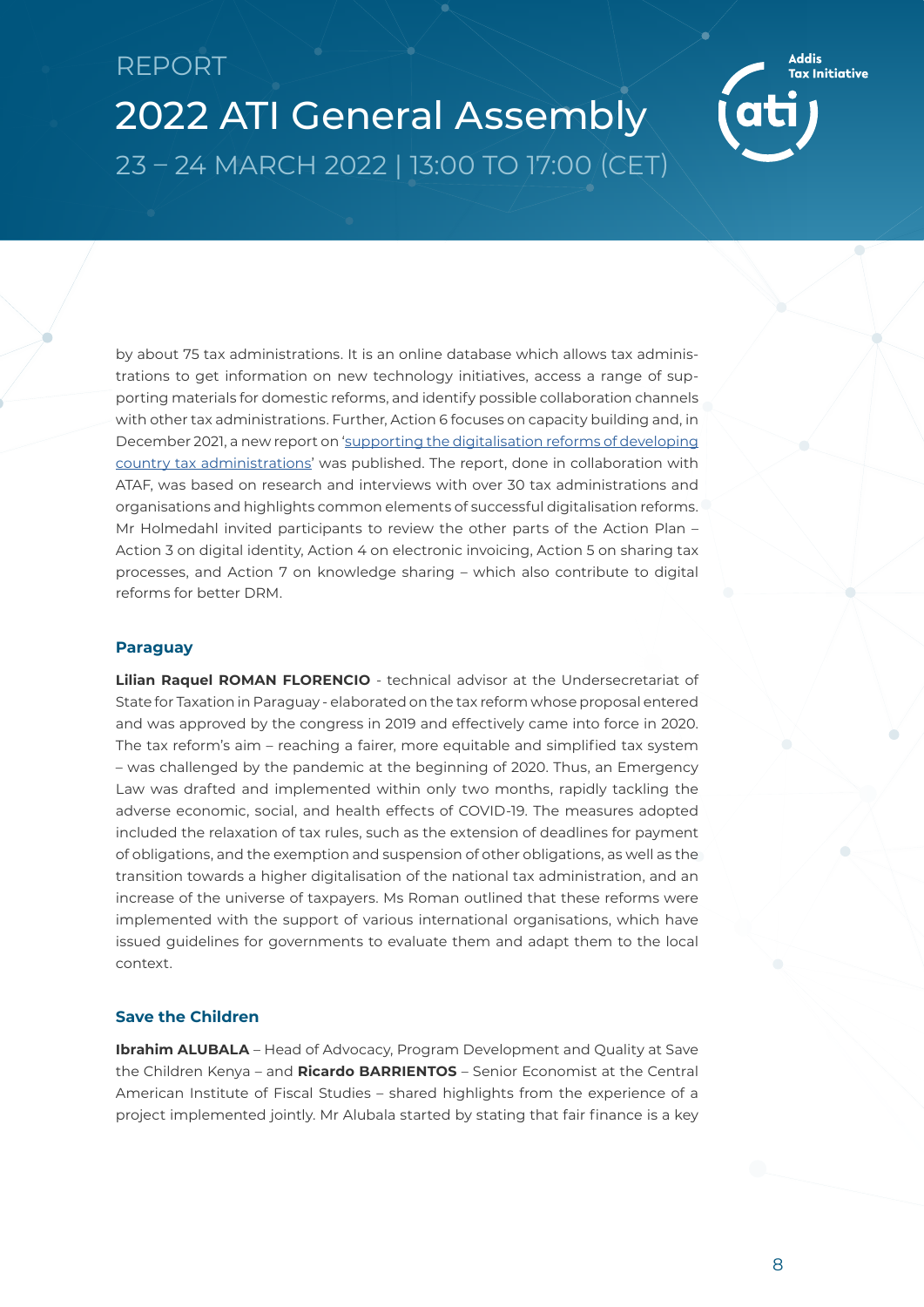by about 75 tax administrations. It is an online database which allows tax administrations to get information on new technology initiatives, access a range of supporting materials for domestic reforms, and identify possible collaboration channels with other tax administrations. Further, Action 6 focuses on capacity building and, in December 2021, a new report on '[supporting the digitalisation reforms of developing country tax administrations]()' was published. The report, done in collaboration with ATAF, was based on research and interviews with over 30 tax administrations and organisations and highlights common elements of successful digitalisation reforms. Mr Holmedahl invited participants to review the other parts of the Action Plan – Action 3 on digital identity, Action 4 on electronic invoicing, Action 5 on sharing tax processes, and Action 7 on knowledge sharing – which also contribute to digital reforms for better DRM.

### Paraguay

**Lilian Raquel ROMAN FLORENCIO** - technical advisor at the Undersecretariat of State for Taxation in Paraguay - elaborated on the tax reform whose proposal entered and was approved by the congress in 2019 and effectively came into force in 2020. The tax reform's aim – reaching a fairer, more equitable and simplified tax system – was challenged by the pandemic at the beginning of 2020. Thus, an Emergency Law was drafted and implemented within only two months, rapidly tackling the adverse economic, social, and health effects of COVID-19. The measures adopted included the relaxation of tax rules, such as the extension of deadlines for payment of obligations, and the exemption and suspension of other obligations, as well as the transition towards a higher digitalisation of the national tax administration, and an increase of the universe of taxpayers. Ms Roman outlined that these reforms were implemented with the support of various international organisations, which have issued guidelines for governments to evaluate them and adapt them to the local context.

### Save the Children

**Ibrahim ALUBALA** – Head of Advocacy, Program Development and Quality at Save the Children Kenya – and **Ricardo BARRIENTOS** – Senior Economist at the Central American Institute of Fiscal Studies – shared highlights from the experience of a project implemented jointly. Mr Alubala started by stating that fair finance is a key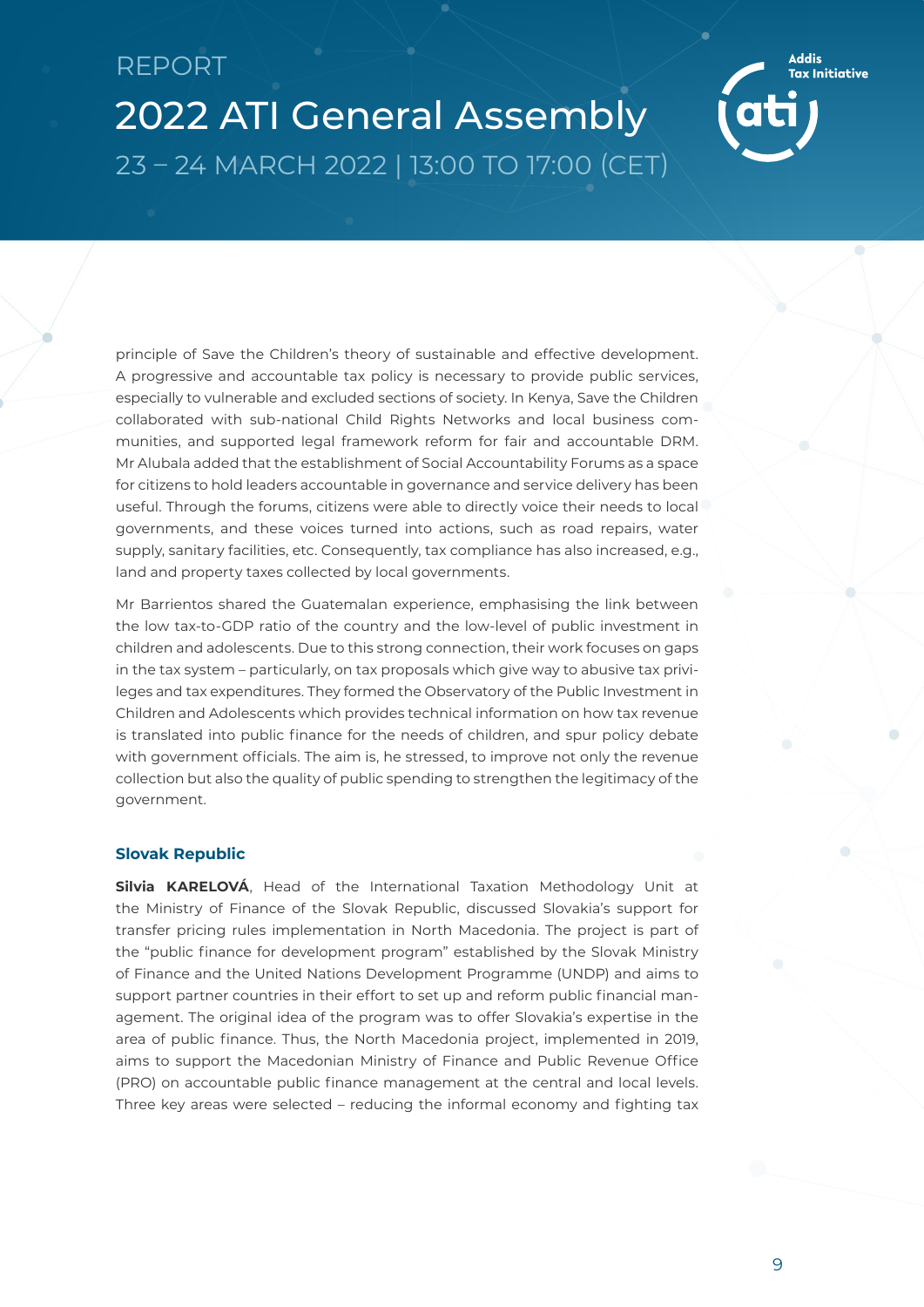principle of Save the Children's theory of sustainable and effective development. A progressive and accountable tax policy is necessary to provide public services, especially to vulnerable and excluded sections of society. In Kenya, Save the Children collaborated with sub-national Child Rights Networks and local business communities, and supported legal framework reform for fair and accountable DRM. Mr Alubala added that the establishment of Social Accountability Forums as a space for citizens to hold leaders accountable in governance and service delivery has been useful. Through the forums, citizens were able to directly voice their needs to local governments, and these voices turned into actions, such as road repairs, water supply, sanitary facilities, etc. Consequently, tax compliance has also increased, e.g., land and property taxes collected by local governments.

Mr Barrientos shared the Guatemalan experience, emphasising the link between the low tax-to-GDP ratio of the country and the low-level of public investment in children and adolescents. Due to this strong connection, their work focuses on gaps in the tax system – particularly, on tax proposals which give way to abusive tax privileges and tax expenditures. They formed the Observatory of the Public Investment in Children and Adolescents which provides technical information on how tax revenue is translated into public finance for the needs of children, and spur policy debate with government officials. The aim is, he stressed, to improve not only the revenue collection but also the quality of public spending to strengthen the legitimacy of the government.

### Slovak Republic

**Silvia KARELOVÁ**, Head of the International Taxation Methodology Unit at the Ministry of Finance of the Slovak Republic, discussed Slovakia's support for transfer pricing rules implementation in North Macedonia. The project is part of the "public finance for development program" established by the Slovak Ministry of Finance and the United Nations Development Programme (UNDP) and aims to support partner countries in their effort to set up and reform public financial management. The original idea of the program was to offer Slovakia's expertise in the area of public finance. Thus, the North Macedonia project, implemented in 2019, aims to support the Macedonian Ministry of Finance and Public Revenue Office (PRO) on accountable public finance management at the central and local levels. Three key areas were selected – reducing the informal economy and fighting tax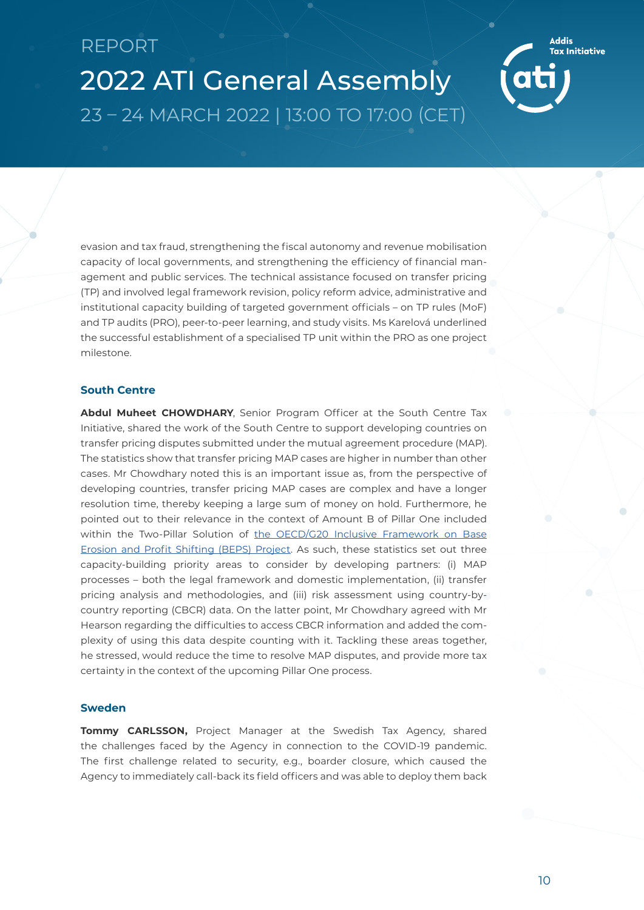evasion and tax fraud, strengthening the fiscal autonomy and revenue mobilisation capacity of local governments, and strengthening the efficiency of financial management and public services. The technical assistance focused on transfer pricing (TP) and involved legal framework revision, policy reform advice, administrative and institutional capacity building of targeted government officials – on TP rules (MoF) and TP audits (PRO), peer-to-peer learning, and study visits. Ms Karelová underlined the successful establishment of a specialised TP unit within the PRO as one project milestone.

### South Centre

**Abdul Muheet CHOWDHARY**, Senior Program Officer at the South Centre Tax Initiative, shared the work of the South Centre to support developing countries on transfer pricing disputes submitted under the mutual agreement procedure (MAP). The statistics show that transfer pricing MAP cases are higher in number than other cases. Mr Chowdhary noted this is an important issue as, from the perspective of developing countries, transfer pricing MAP cases are complex and have a longer resolution time, thereby keeping a large sum of money on hold. Furthermore, he pointed out to their relevance in the context of Amount B of Pillar One included within the Two-Pillar Solution of [the OECD/G20 Inclusive Framework on Base Erosion and Profit Shifting (BEPS) Project](). As such, these statistics set out three capacity-building priority areas to consider by developing partners: (i) MAP processes – both the legal framework and domestic implementation, (ii) transfer pricing analysis and methodologies, and (iii) risk assessment using country-by-country reporting (CBCR) data. On the latter point, Mr Chowdhary agreed with Mr Hearson regarding the difficulties to access CBCR information and added the complexity of using this data despite counting with it. Tackling these areas together, he stressed, would reduce the time to resolve MAP disputes, and provide more tax certainty in the context of the upcoming Pillar One process.

### Sweden

**Tommy CARLSSON,** Project Manager at the Swedish Tax Agency, shared the challenges faced by the Agency in connection to the COVID-19 pandemic. The first challenge related to security, e.g., boarder closure, which caused the Agency to immediately call-back its field officers and was able to deploy them back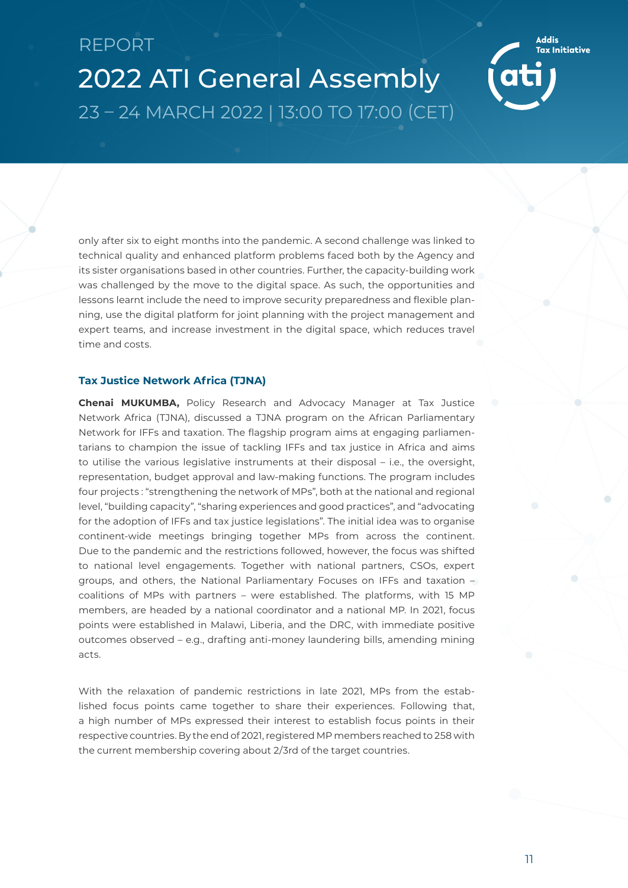only after six to eight months into the pandemic. A second challenge was linked to technical quality and enhanced platform problems faced both by the Agency and its sister organisations based in other countries. Further, the capacity-building work was challenged by the move to the digital space. As such, the opportunities and lessons learnt include the need to improve security preparedness and flexible planning, use the digital platform for joint planning with the project management and expert teams, and increase investment in the digital space, which reduces travel time and costs.

### Tax Justice Network Africa (TJNA)

**Chenai MUKUMBA,** Policy Research and Advocacy Manager at Tax Justice Network Africa (TJNA), discussed a TJNA program on the African Parliamentary Network for IFFs and taxation. The flagship program aims at engaging parliamentarians to champion the issue of tackling IFFs and tax justice in Africa and aims to utilise the various legislative instruments at their disposal – i.e., the oversight, representation, budget approval and law-making functions. The program includes four projects : "strengthening the network of MPs", both at the national and regional level, "building capacity", "sharing experiences and good practices", and "advocating for the adoption of IFFs and tax justice legislations". The initial idea was to organise continent-wide meetings bringing together MPs from across the continent. Due to the pandemic and the restrictions followed, however, the focus was shifted to national level engagements. Together with national partners, CSOs, expert groups, and others, the National Parliamentary Focuses on IFFs and taxation – coalitions of MPs with partners – were established. The platforms, with 15 MP members, are headed by a national coordinator and a national MP. In 2021, focus points were established in Malawi, Liberia, and the DRC, with immediate positive outcomes observed – e.g., drafting anti-money laundering bills, amending mining acts.

With the relaxation of pandemic restrictions in late 2021, MPs from the established focus points came together to share their experiences. Following that, a high number of MPs expressed their interest to establish focus points in their respective countries. By the end of 2021, registered MP members reached to 258 with the current membership covering about 2/3rd of the target countries.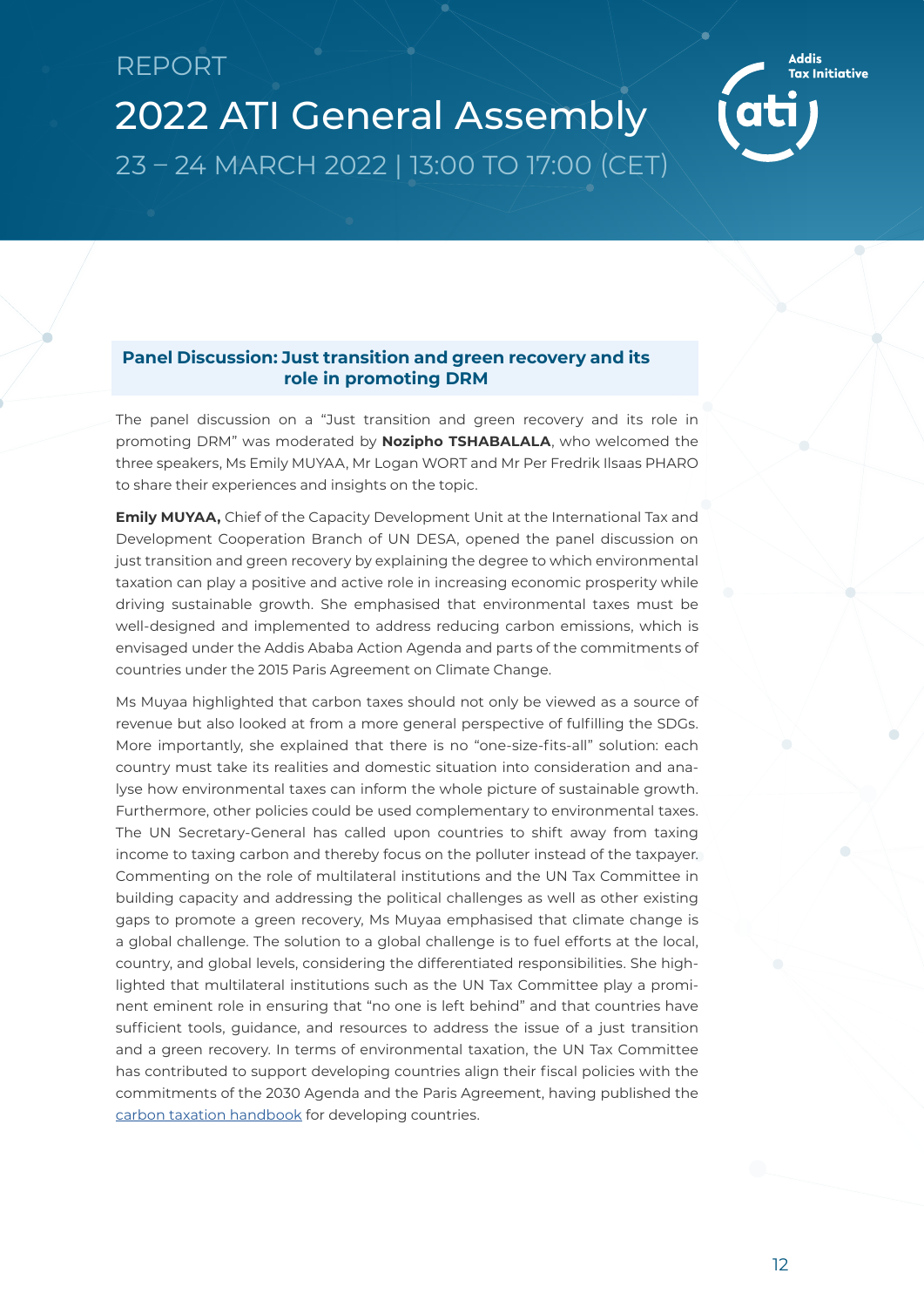## Panel Discussion: Just transition and green recovery and its role in promoting DRM

The panel discussion on a "Just transition and green recovery and its role in promoting DRM" was moderated by **Nozipho TSHABALALA**, who welcomed the three speakers, Ms Emily MUYAA, Mr Logan WORT and Mr Per Fredrik Ilsaas PHARO to share their experiences and insights on the topic.

**Emily MUYAA,** Chief of the Capacity Development Unit at the International Tax and Development Cooperation Branch of UN DESA, opened the panel discussion on just transition and green recovery by explaining the degree to which environmental taxation can play a positive and active role in increasing economic prosperity while driving sustainable growth. She emphasised that environmental taxes must be well-designed and implemented to address reducing carbon emissions, which is envisaged under the Addis Ababa Action Agenda and parts of the commitments of countries under the 2015 Paris Agreement on Climate Change.

Ms Muyaa highlighted that carbon taxes should not only be viewed as a source of revenue but also looked at from a more general perspective of fulfilling the SDGs. More importantly, she explained that there is no "one-size-fits-all" solution: each country must take its realities and domestic situation into consideration and analyse how environmental taxes can inform the whole picture of sustainable growth. Furthermore, other policies could be used complementary to environmental taxes. The UN Secretary-General has called upon countries to shift away from taxing income to taxing carbon and thereby focus on the polluter instead of the taxpayer. Commenting on the role of multilateral institutions and the UN Tax Committee in building capacity and addressing the political challenges as well as other existing gaps to promote a green recovery, Ms Muyaa emphasised that climate change is a global challenge. The solution to a global challenge is to fuel efforts at the local, country, and global levels, considering the differentiated responsibilities. She highlighted that multilateral institutions such as the UN Tax Committee play a prominent eminent role in ensuring that "no one is left behind" and that countries have sufficient tools, guidance, and resources to address the issue of a just transition and a green recovery. In terms of environmental taxation, the UN Tax Committee has contributed to support developing countries align their fiscal policies with the commitments of the 2030 Agenda and the Paris Agreement, having published the carbon taxation handbook for developing countries.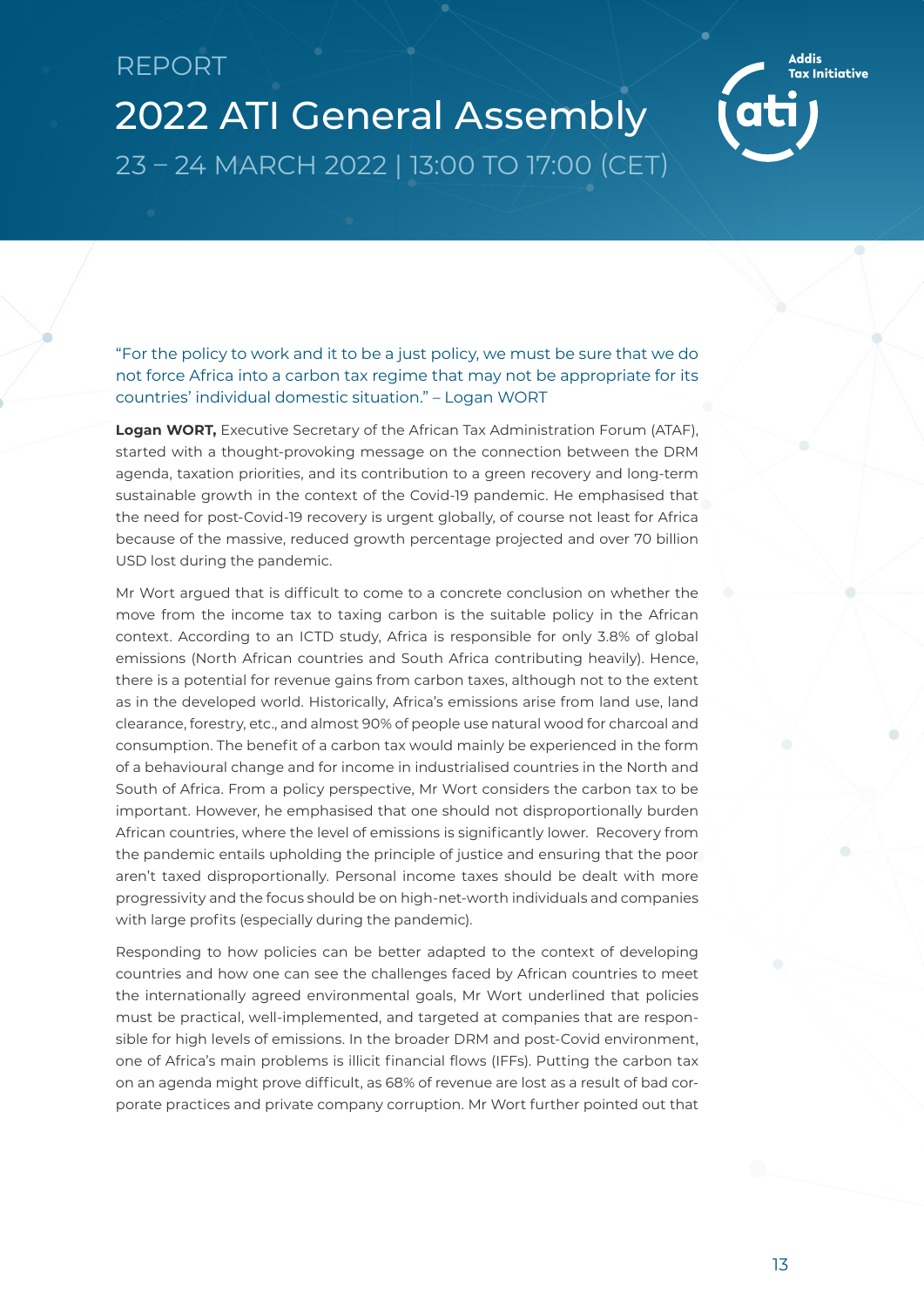“For the policy to work and it to be a just policy, we must be sure that we do not force Africa into a carbon tax regime that may not be appropriate for its countries’ individual domestic situation.” – Logan WORT

**Logan WORT,** Executive Secretary of the African Tax Administration Forum (ATAF), started with a thought-provoking message on the connection between the DRM agenda, taxation priorities, and its contribution to a green recovery and long-term sustainable growth in the context of the Covid-19 pandemic. He emphasised that the need for post-Covid-19 recovery is urgent globally, of course not least for Africa because of the massive, reduced growth percentage projected and over 70 billion USD lost during the pandemic.

Mr Wort argued that is difficult to come to a concrete conclusion on whether the move from the income tax to taxing carbon is the suitable policy in the African context. According to an ICTD study, Africa is responsible for only 3.8% of global emissions (North African countries and South Africa contributing heavily). Hence, there is a potential for revenue gains from carbon taxes, although not to the extent as in the developed world. Historically, Africa’s emissions arise from land use, land clearance, forestry, etc., and almost 90% of people use natural wood for charcoal and consumption. The benefit of a carbon tax would mainly be experienced in the form of a behavioural change and for income in industrialised countries in the North and South of Africa. From a policy perspective, Mr Wort considers the carbon tax to be important. However, he emphasised that one should not disproportionally burden African countries, where the level of emissions is significantly lower. Recovery from the pandemic entails upholding the principle of justice and ensuring that the poor aren’t taxed disproportionally. Personal income taxes should be dealt with more progressivity and the focus should be on high-net-worth individuals and companies with large profits (especially during the pandemic).

Responding to how policies can be better adapted to the context of developing countries and how one can see the challenges faced by African countries to meet the internationally agreed environmental goals, Mr Wort underlined that policies must be practical, well-implemented, and targeted at companies that are responsible for high levels of emissions. In the broader DRM and post-Covid environment, one of Africa’s main problems is illicit financial flows (IFFs). Putting the carbon tax on an agenda might prove difficult, as 68% of revenue are lost as a result of bad corporate practices and private company corruption. Mr Wort further pointed out that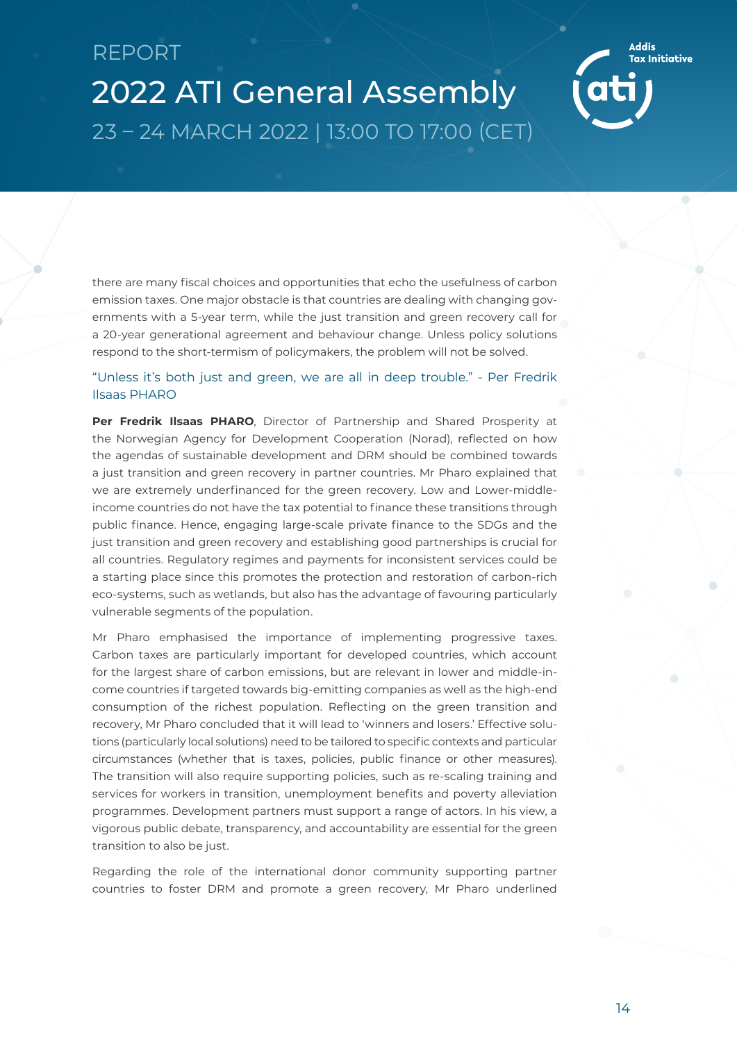there are many fiscal choices and opportunities that echo the usefulness of carbon emission taxes. One major obstacle is that countries are dealing with changing governments with a 5-year term, while the just transition and green recovery call for a 20-year generational agreement and behaviour change. Unless policy solutions respond to the short-termism of policymakers, the problem will not be solved.

"Unless it's both just and green, we are all in deep trouble." - Per Fredrik Ilsaas PHARO

**Per Fredrik Ilsaas PHARO**, Director of Partnership and Shared Prosperity at the Norwegian Agency for Development Cooperation (Norad), reflected on how the agendas of sustainable development and DRM should be combined towards a just transition and green recovery in partner countries. Mr Pharo explained that we are extremely underfinanced for the green recovery. Low and Lower-middle-income countries do not have the tax potential to finance these transitions through public finance. Hence, engaging large-scale private finance to the SDGs and the just transition and green recovery and establishing good partnerships is crucial for all countries. Regulatory regimes and payments for inconsistent services could be a starting place since this promotes the protection and restoration of carbon-rich eco-systems, such as wetlands, but also has the advantage of favouring particularly vulnerable segments of the population.

Mr Pharo emphasised the importance of implementing progressive taxes. Carbon taxes are particularly important for developed countries, which account for the largest share of carbon emissions, but are relevant in lower and middle-income countries if targeted towards big-emitting companies as well as the high-end consumption of the richest population. Reflecting on the green transition and recovery, Mr Pharo concluded that it will lead to 'winners and losers.' Effective solutions (particularly local solutions) need to be tailored to specific contexts and particular circumstances (whether that is taxes, policies, public finance or other measures). The transition will also require supporting policies, such as re-scaling training and services for workers in transition, unemployment benefits and poverty alleviation programmes. Development partners must support a range of actors. In his view, a vigorous public debate, transparency, and accountability are essential for the green transition to also be just.

Regarding the role of the international donor community supporting partner countries to foster DRM and promote a green recovery, Mr Pharo underlined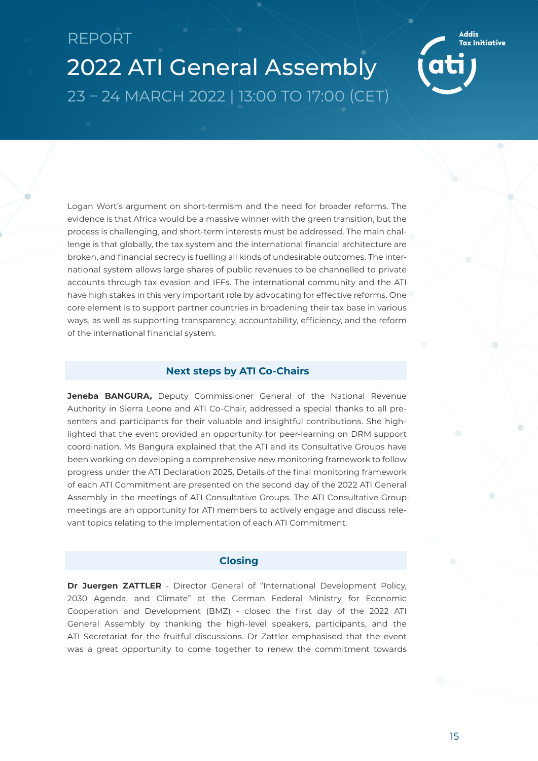Logan Wort's argument on short-termism and the need for broader reforms. The evidence is that Africa would be a massive winner with the green transition, but the process is challenging, and short-term interests must be addressed. The main challenge is that globally, the tax system and the international financial architecture are broken, and financial secrecy is fuelling all kinds of undesirable outcomes. The international system allows large shares of public revenues to be channelled to private accounts through tax evasion and IFFs. The international community and the ATI have high stakes in this very important role by advocating for effective reforms. One core element is to support partner countries in broadening their tax base in various ways, as well as supporting transparency, accountability, efficiency, and the reform of the international financial system.

## Next steps by ATI Co-Chairs

**Jeneba BANGURA,** Deputy Commissioner General of the National Revenue Authority in Sierra Leone and ATI Co-Chair, addressed a special thanks to all presenters and participants for their valuable and insightful contributions. She highlighted that the event provided an opportunity for peer-learning on DRM support coordination. Ms Bangura explained that the ATI and its Consultative Groups have been working on developing a comprehensive new monitoring framework to follow progress under the ATI Declaration 2025. Details of the final monitoring framework of each ATI Commitment are presented on the second day of the 2022 ATI General Assembly in the meetings of ATI Consultative Groups. The ATI Consultative Group meetings are an opportunity for ATI members to actively engage and discuss relevant topics relating to the implementation of each ATI Commitment.

## Closing

**Dr Juergen ZATTLER** - Director General of "International Development Policy, 2030 Agenda, and Climate" at the German Federal Ministry for Economic Cooperation and Development (BMZ) - closed the first day of the 2022 ATI General Assembly by thanking the high-level speakers, participants, and the ATI Secretariat for the fruitful discussions. Dr Zattler emphasised that the event was a great opportunity to come together to renew the commitment towards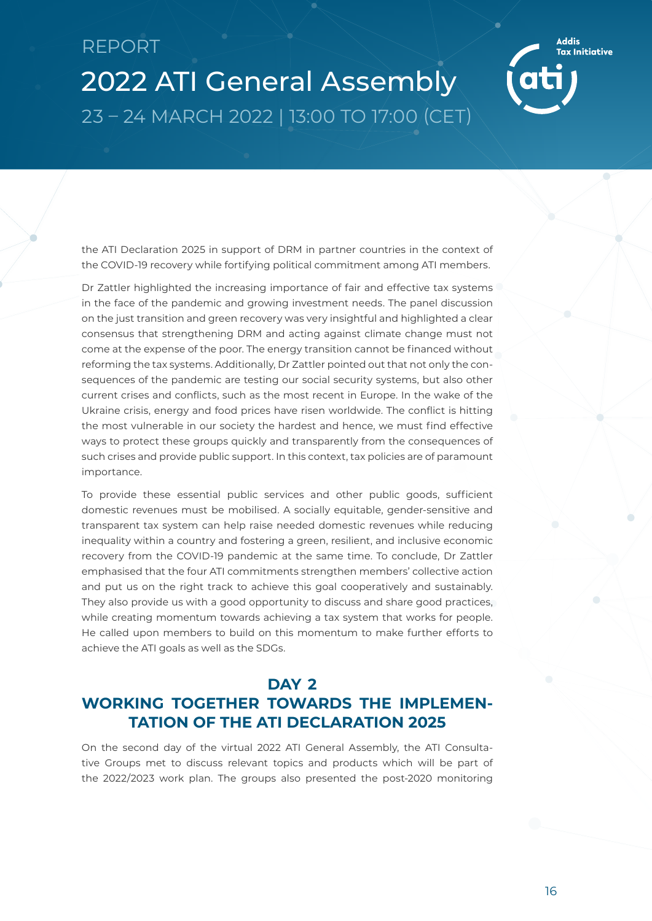the ATI Declaration 2025 in support of DRM in partner countries in the context of the COVID-19 recovery while fortifying political commitment among ATI members.

Dr Zattler highlighted the increasing importance of fair and effective tax systems in the face of the pandemic and growing investment needs. The panel discussion on the just transition and green recovery was very insightful and highlighted a clear consensus that strengthening DRM and acting against climate change must not come at the expense of the poor. The energy transition cannot be financed without reforming the tax systems. Additionally, Dr Zattler pointed out that not only the consequences of the pandemic are testing our social security systems, but also other current crises and conflicts, such as the most recent in Europe. In the wake of the Ukraine crisis, energy and food prices have risen worldwide. The conflict is hitting the most vulnerable in our society the hardest and hence, we must find effective ways to protect these groups quickly and transparently from the consequences of such crises and provide public support. In this context, tax policies are of paramount importance.

To provide these essential public services and other public goods, sufficient domestic revenues must be mobilised. A socially equitable, gender-sensitive and transparent tax system can help raise needed domestic revenues while reducing inequality within a country and fostering a green, resilient, and inclusive economic recovery from the COVID-19 pandemic at the same time. To conclude, Dr Zattler emphasised that the four ATI commitments strengthen members' collective action and put us on the right track to achieve this goal cooperatively and sustainably. They also provide us with a good opportunity to discuss and share good practices, while creating momentum towards achieving a tax system that works for people. He called upon members to build on this momentum to make further efforts to achieve the ATI goals as well as the SDGs.

## DAY 2
## WORKING TOGETHER TOWARDS THE IMPLEMENTATION OF THE ATI DECLARATION 2025

On the second day of the virtual 2022 ATI General Assembly, the ATI Consultative Groups met to discuss relevant topics and products which will be part of the 2022/2023 work plan. The groups also presented the post-2020 monitoring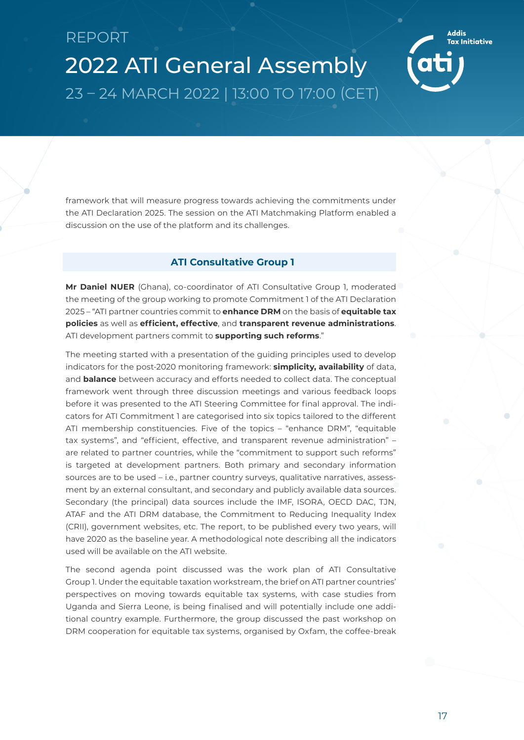framework that will measure progress towards achieving the commitments under the ATI Declaration 2025. The session on the ATI Matchmaking Platform enabled a discussion on the use of the platform and its challenges.

## ATI Consultative Group 1

**Mr Daniel NUER** (Ghana), co-coordinator of ATI Consultative Group 1, moderated the meeting of the group working to promote Commitment 1 of the ATI Declaration 2025 – "ATI partner countries commit to **enhance DRM** on the basis of **equitable tax policies** as well as **efficient, effective**, and **transparent revenue administrations**. ATI development partners commit to **supporting such reforms**."

The meeting started with a presentation of the guiding principles used to develop indicators for the post-2020 monitoring framework: **simplicity, availability** of data, and **balance** between accuracy and efforts needed to collect data. The conceptual framework went through three discussion meetings and various feedback loops before it was presented to the ATI Steering Committee for final approval. The indicators for ATI Commitment 1 are categorised into six topics tailored to the different ATI membership constituencies. Five of the topics – "enhance DRM", "equitable tax systems", and "efficient, effective, and transparent revenue administration" – are related to partner countries, while the "commitment to support such reforms" is targeted at development partners. Both primary and secondary information sources are to be used – i.e., partner country surveys, qualitative narratives, assessment by an external consultant, and secondary and publicly available data sources. Secondary (the principal) data sources include the IMF, ISORA, OECD DAC, TJN, ATAF and the ATI DRM database, the Commitment to Reducing Inequality Index (CRII), government websites, etc. The report, to be published every two years, will have 2020 as the baseline year. A methodological note describing all the indicators used will be available on the ATI website.

The second agenda point discussed was the work plan of ATI Consultative Group 1. Under the equitable taxation workstream, the brief on ATI partner countries' perspectives on moving towards equitable tax systems, with case studies from Uganda and Sierra Leone, is being finalised and will potentially include one additional country example. Furthermore, the group discussed the past workshop on DRM cooperation for equitable tax systems, organised by Oxfam, the coffee-break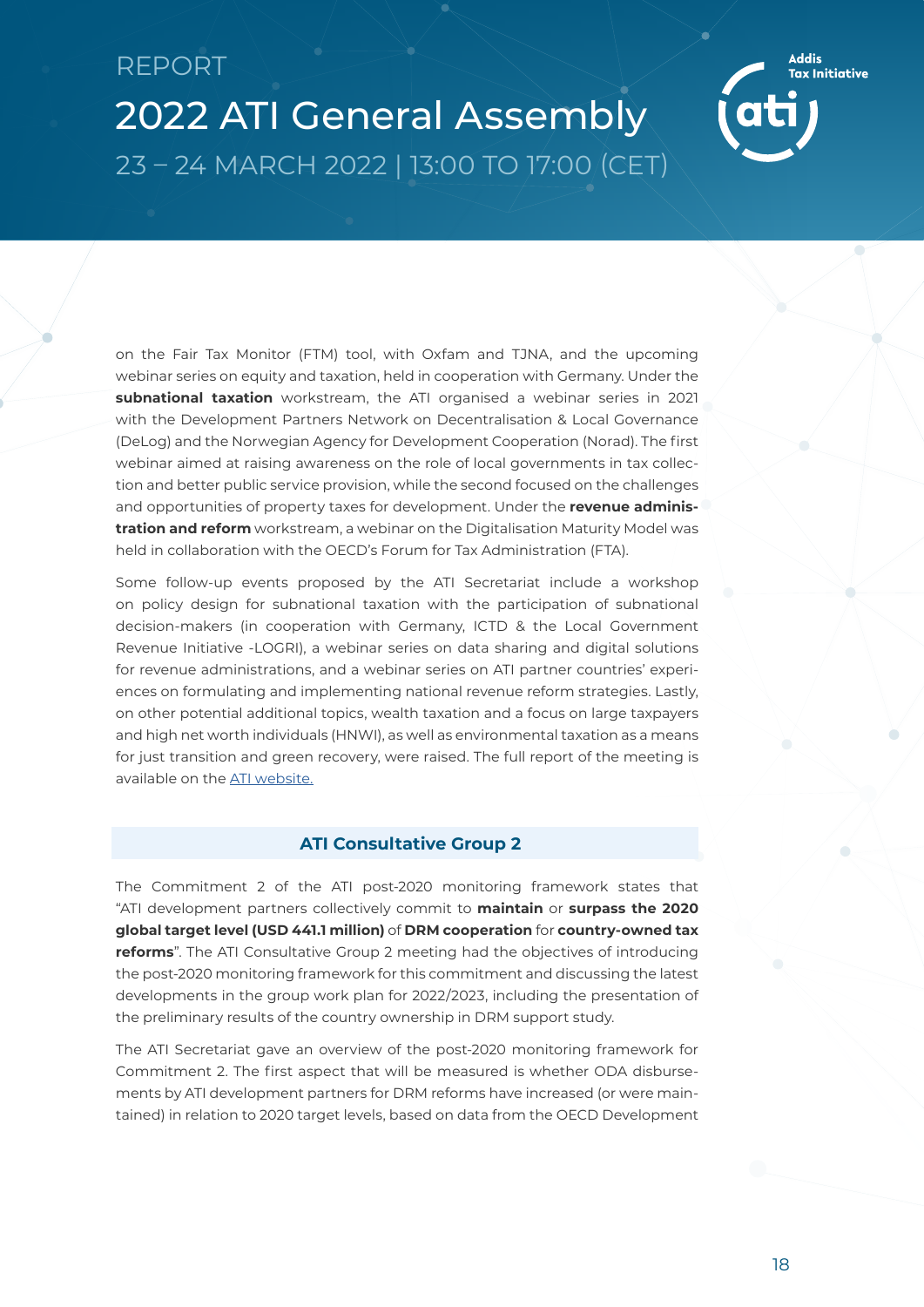on the Fair Tax Monitor (FTM) tool, with Oxfam and TJNA, and the upcoming webinar series on equity and taxation, held in cooperation with Germany. Under the **subnational taxation** workstream, the ATI organised a webinar series in 2021 with the Development Partners Network on Decentralisation & Local Governance (DeLog) and the Norwegian Agency for Development Cooperation (Norad). The first webinar aimed at raising awareness on the role of local governments in tax collection and better public service provision, while the second focused on the challenges and opportunities of property taxes for development. Under the **revenue administration and reform** workstream, a webinar on the Digitalisation Maturity Model was held in collaboration with the OECD's Forum for Tax Administration (FTA).

Some follow-up events proposed by the ATI Secretariat include a workshop on policy design for subnational taxation with the participation of subnational decision-makers (in cooperation with Germany, ICTD & the Local Government Revenue Initiative -LOGRI), a webinar series on data sharing and digital solutions for revenue administrations, and a webinar series on ATI partner countries' experiences on formulating and implementing national revenue reform strategies. Lastly, on other potential additional topics, wealth taxation and a focus on large taxpayers and high net worth individuals (HNWI), as well as environmental taxation as a means for just transition and green recovery, were raised. The full report of the meeting is available on the [ATI website.]()

## ATI Consultative Group 2

The Commitment 2 of the ATI post-2020 monitoring framework states that "ATI development partners collectively commit to **maintain** or **surpass the 2020 global target level (USD 441.1 million)** of **DRM cooperation** for **country-owned tax reforms**". The ATI Consultative Group 2 meeting had the objectives of introducing the post-2020 monitoring framework for this commitment and discussing the latest developments in the group work plan for 2022/2023, including the presentation of the preliminary results of the country ownership in DRM support study.

The ATI Secretariat gave an overview of the post-2020 monitoring framework for Commitment 2. The first aspect that will be measured is whether ODA disbursements by ATI development partners for DRM reforms have increased (or were maintained) in relation to 2020 target levels, based on data from the OECD Development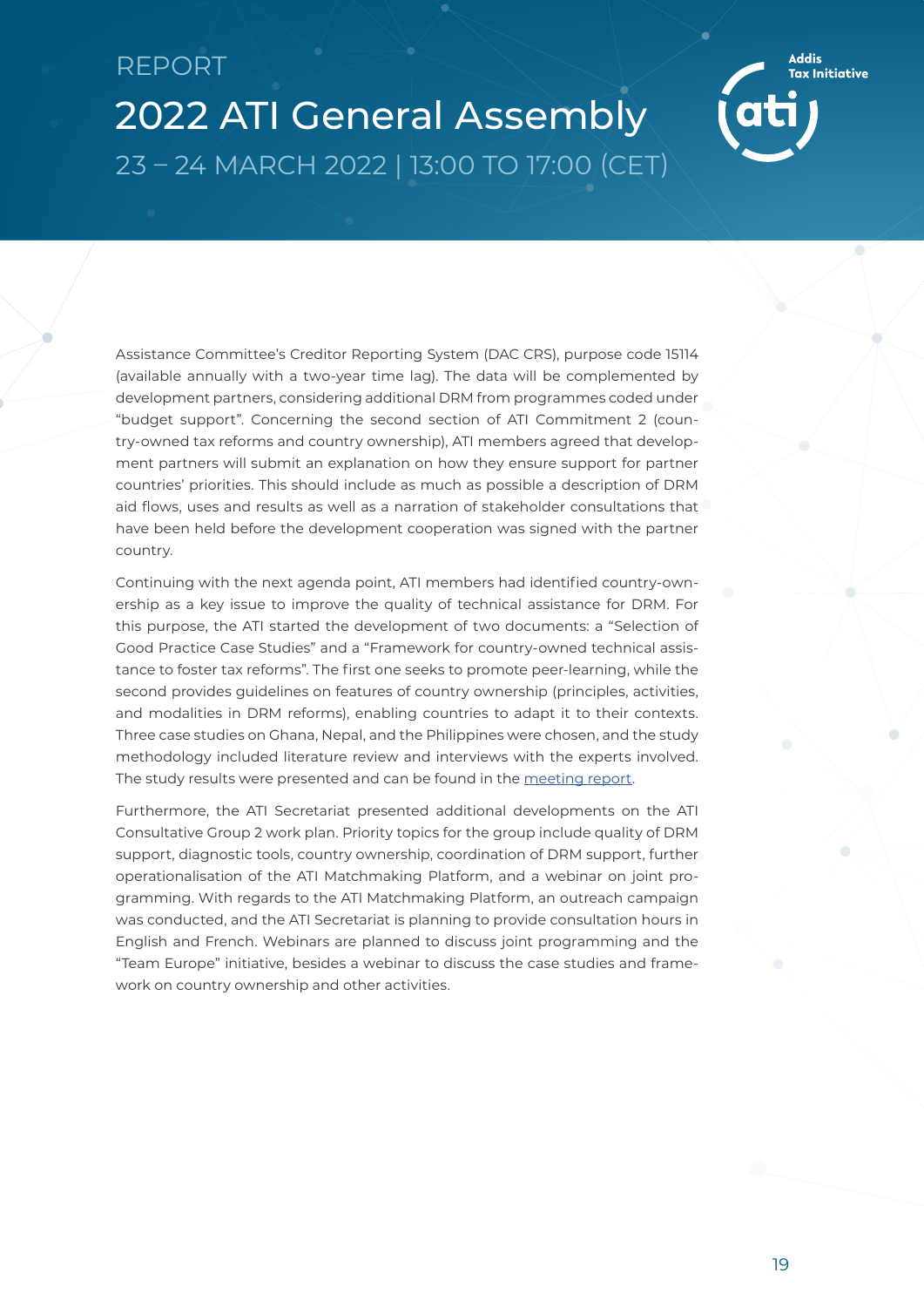Assistance Committee's Creditor Reporting System (DAC CRS), purpose code 15114 (available annually with a two-year time lag). The data will be complemented by development partners, considering additional DRM from programmes coded under "budget support". Concerning the second section of ATI Commitment 2 (country-owned tax reforms and country ownership), ATI members agreed that development partners will submit an explanation on how they ensure support for partner countries' priorities. This should include as much as possible a description of DRM aid flows, uses and results as well as a narration of stakeholder consultations that have been held before the development cooperation was signed with the partner country.

Continuing with the next agenda point, ATI members had identified country-ownership as a key issue to improve the quality of technical assistance for DRM. For this purpose, the ATI started the development of two documents: a "Selection of Good Practice Case Studies" and a "Framework for country-owned technical assistance to foster tax reforms". The first one seeks to promote peer-learning, while the second provides guidelines on features of country ownership (principles, activities, and modalities in DRM reforms), enabling countries to adapt it to their contexts. Three case studies on Ghana, Nepal, and the Philippines were chosen, and the study methodology included literature review and interviews with the experts involved. The study results were presented and can be found in the meeting report.

Furthermore, the ATI Secretariat presented additional developments on the ATI Consultative Group 2 work plan. Priority topics for the group include quality of DRM support, diagnostic tools, country ownership, coordination of DRM support, further operationalisation of the ATI Matchmaking Platform, and a webinar on joint programming. With regards to the ATI Matchmaking Platform, an outreach campaign was conducted, and the ATI Secretariat is planning to provide consultation hours in English and French. Webinars are planned to discuss joint programming and the "Team Europe" initiative, besides a webinar to discuss the case studies and framework on country ownership and other activities.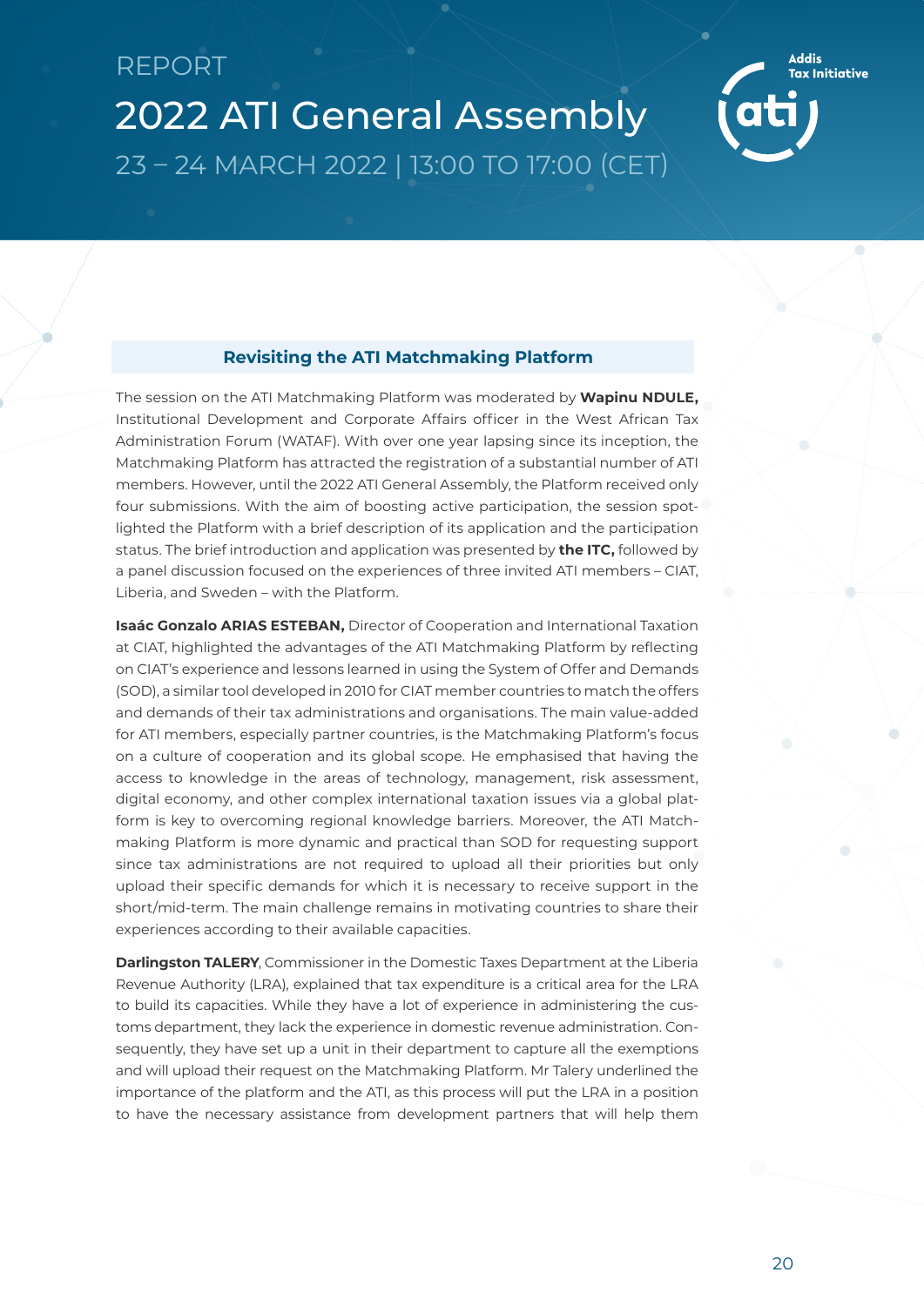## Revisiting the ATI Matchmaking Platform

The session on the ATI Matchmaking Platform was moderated by **Wapinu NDULE,** Institutional Development and Corporate Affairs officer in the West African Tax Administration Forum (WATAF). With over one year lapsing since its inception, the Matchmaking Platform has attracted the registration of a substantial number of ATI members. However, until the 2022 ATI General Assembly, the Platform received only four submissions. With the aim of boosting active participation, the session spotlighted the Platform with a brief description of its application and the participation status. The brief introduction and application was presented by **the ITC,** followed by a panel discussion focused on the experiences of three invited ATI members – CIAT, Liberia, and Sweden – with the Platform.

**Isaác Gonzalo ARIAS ESTEBAN,** Director of Cooperation and International Taxation at CIAT, highlighted the advantages of the ATI Matchmaking Platform by reflecting on CIAT's experience and lessons learned in using the System of Offer and Demands (SOD), a similar tool developed in 2010 for CIAT member countries to match the offers and demands of their tax administrations and organisations. The main value-added for ATI members, especially partner countries, is the Matchmaking Platform's focus on a culture of cooperation and its global scope. He emphasised that having the access to knowledge in the areas of technology, management, risk assessment, digital economy, and other complex international taxation issues via a global platform is key to overcoming regional knowledge barriers. Moreover, the ATI Matchmaking Platform is more dynamic and practical than SOD for requesting support since tax administrations are not required to upload all their priorities but only upload their specific demands for which it is necessary to receive support in the short/mid-term. The main challenge remains in motivating countries to share their experiences according to their available capacities.

**Darlingston TALERY**, Commissioner in the Domestic Taxes Department at the Liberia Revenue Authority (LRA), explained that tax expenditure is a critical area for the LRA to build its capacities. While they have a lot of experience in administering the customs department, they lack the experience in domestic revenue administration. Consequently, they have set up a unit in their department to capture all the exemptions and will upload their request on the Matchmaking Platform. Mr Talery underlined the importance of the platform and the ATI, as this process will put the LRA in a position to have the necessary assistance from development partners that will help them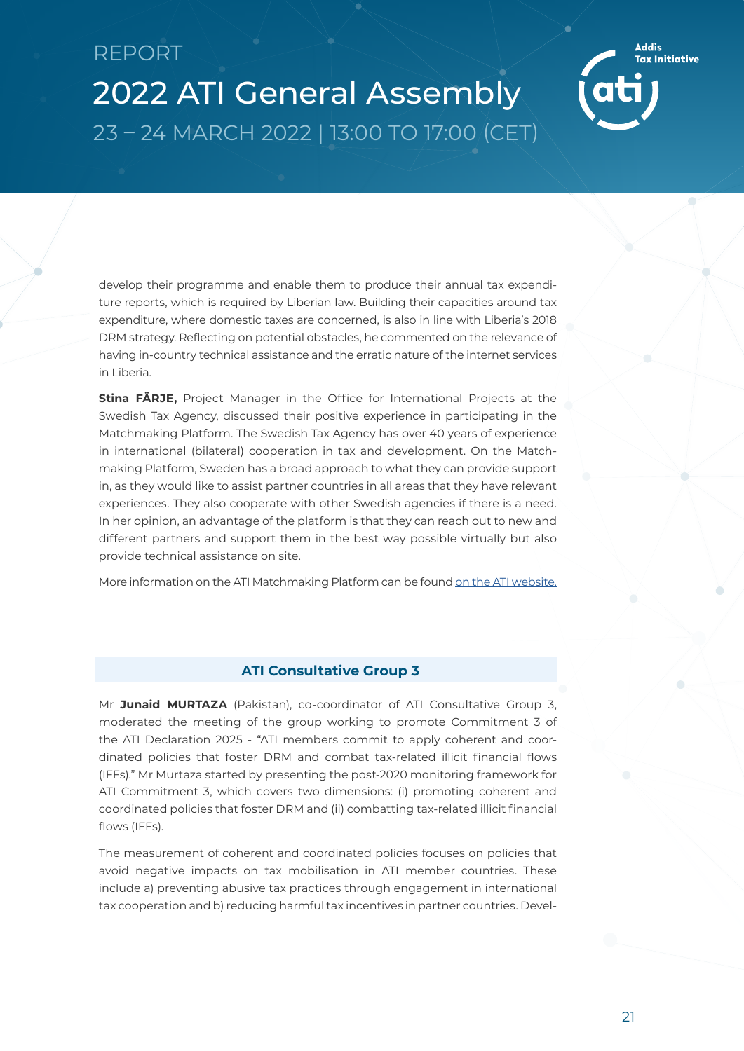develop their programme and enable them to produce their annual tax expenditure reports, which is required by Liberian law. Building their capacities around tax expenditure, where domestic taxes are concerned, is also in line with Liberia's 2018 DRM strategy. Reflecting on potential obstacles, he commented on the relevance of having in-country technical assistance and the erratic nature of the internet services in Liberia.

**Stina FÄRJE,** Project Manager in the Office for International Projects at the Swedish Tax Agency, discussed their positive experience in participating in the Matchmaking Platform. The Swedish Tax Agency has over 40 years of experience in international (bilateral) cooperation in tax and development. On the Matchmaking Platform, Sweden has a broad approach to what they can provide support in, as they would like to assist partner countries in all areas that they have relevant experiences. They also cooperate with other Swedish agencies if there is a need. In her opinion, an advantage of the platform is that they can reach out to new and different partners and support them in the best way possible virtually but also provide technical assistance on site.

More information on the ATI Matchmaking Platform can be found on the ATI website.

## ATI Consultative Group 3

Mr **Junaid MURTAZA** (Pakistan), co-coordinator of ATI Consultative Group 3, moderated the meeting of the group working to promote Commitment 3 of the ATI Declaration 2025 - "ATI members commit to apply coherent and coordinated policies that foster DRM and combat tax-related illicit financial flows (IFFs)." Mr Murtaza started by presenting the post-2020 monitoring framework for ATI Commitment 3, which covers two dimensions: (i) promoting coherent and coordinated policies that foster DRM and (ii) combatting tax-related illicit financial flows (IFFs).

The measurement of coherent and coordinated policies focuses on policies that avoid negative impacts on tax mobilisation in ATI member countries. These include a) preventing abusive tax practices through engagement in international tax cooperation and b) reducing harmful tax incentives in partner countries. Devel-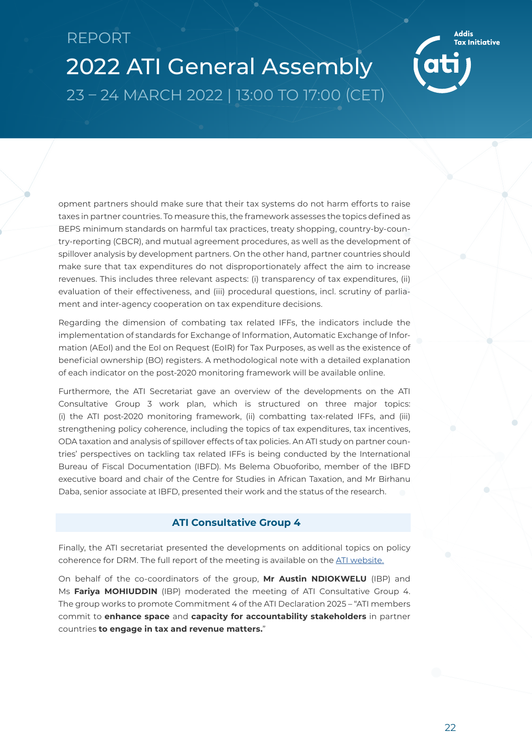opment partners should make sure that their tax systems do not harm efforts to raise taxes in partner countries. To measure this, the framework assesses the topics defined as BEPS minimum standards on harmful tax practices, treaty shopping, country-by-country-reporting (CBCR), and mutual agreement procedures, as well as the development of spillover analysis by development partners. On the other hand, partner countries should make sure that tax expenditures do not disproportionately affect the aim to increase revenues. This includes three relevant aspects: (i) transparency of tax expenditures, (ii) evaluation of their effectiveness, and (iii) procedural questions, incl. scrutiny of parliament and inter-agency cooperation on tax expenditure decisions.

Regarding the dimension of combating tax related IFFs, the indicators include the implementation of standards for Exchange of Information, Automatic Exchange of Information (AEoI) and the EoI on Request (EoIR) for Tax Purposes, as well as the existence of beneficial ownership (BO) registers. A methodological note with a detailed explanation of each indicator on the post-2020 monitoring framework will be available online.

Furthermore, the ATI Secretariat gave an overview of the developments on the ATI Consultative Group 3 work plan, which is structured on three major topics: (i) the ATI post-2020 monitoring framework, (ii) combatting tax-related IFFs, and (iii) strengthening policy coherence, including the topics of tax expenditures, tax incentives, ODA taxation and analysis of spillover effects of tax policies. An ATI study on partner countries' perspectives on tackling tax related IFFs is being conducted by the International Bureau of Fiscal Documentation (IBFD). Ms Belema Obuoforibo, member of the IBFD executive board and chair of the Centre for Studies in African Taxation, and Mr Birhanu Daba, senior associate at IBFD, presented their work and the status of the research.

## ATI Consultative Group 4

Finally, the ATI secretariat presented the developments on additional topics on policy coherence for DRM. The full report of the meeting is available on the ATI website.

On behalf of the co-coordinators of the group, **Mr Austin NDIOKWELU** (IBP) and Ms **Fariya MOHIUDDIN** (IBP) moderated the meeting of ATI Consultative Group 4. The group works to promote Commitment 4 of the ATI Declaration 2025 – "ATI members commit to **enhance space** and **capacity for accountability stakeholders** in partner countries **to engage in tax and revenue matters.**"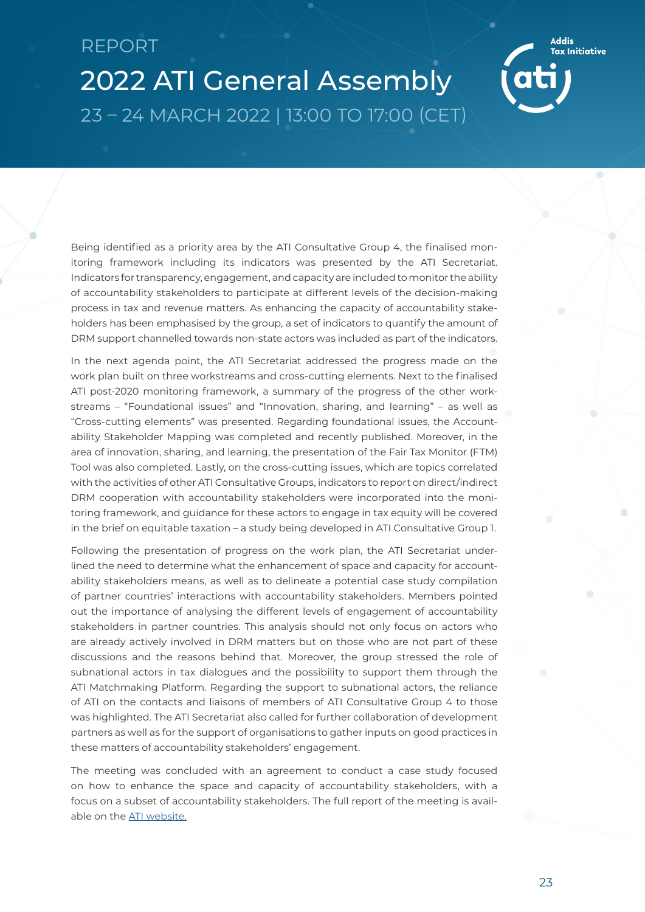Being identified as a priority area by the ATI Consultative Group 4, the finalised monitoring framework including its indicators was presented by the ATI Secretariat. Indicators for transparency, engagement, and capacity are included to monitor the ability of accountability stakeholders to participate at different levels of the decision-making process in tax and revenue matters. As enhancing the capacity of accountability stakeholders has been emphasised by the group, a set of indicators to quantify the amount of DRM support channelled towards non-state actors was included as part of the indicators.

In the next agenda point, the ATI Secretariat addressed the progress made on the work plan built on three workstreams and cross-cutting elements. Next to the finalised ATI post-2020 monitoring framework, a summary of the progress of the other workstreams – "Foundational issues" and "Innovation, sharing, and learning" – as well as "Cross-cutting elements" was presented. Regarding foundational issues, the Accountability Stakeholder Mapping was completed and recently published. Moreover, in the area of innovation, sharing, and learning, the presentation of the Fair Tax Monitor (FTM) Tool was also completed. Lastly, on the cross-cutting issues, which are topics correlated with the activities of other ATI Consultative Groups, indicators to report on direct/indirect DRM cooperation with accountability stakeholders were incorporated into the monitoring framework, and guidance for these actors to engage in tax equity will be covered in the brief on equitable taxation – a study being developed in ATI Consultative Group 1.

Following the presentation of progress on the work plan, the ATI Secretariat underlined the need to determine what the enhancement of space and capacity for accountability stakeholders means, as well as to delineate a potential case study compilation of partner countries' interactions with accountability stakeholders. Members pointed out the importance of analysing the different levels of engagement of accountability stakeholders in partner countries. This analysis should not only focus on actors who are already actively involved in DRM matters but on those who are not part of these discussions and the reasons behind that. Moreover, the group stressed the role of subnational actors in tax dialogues and the possibility to support them through the ATI Matchmaking Platform. Regarding the support to subnational actors, the reliance of ATI on the contacts and liaisons of members of ATI Consultative Group 4 to those was highlighted. The ATI Secretariat also called for further collaboration of development partners as well as for the support of organisations to gather inputs on good practices in these matters of accountability stakeholders' engagement.

The meeting was concluded with an agreement to conduct a case study focused on how to enhance the space and capacity of accountability stakeholders, with a focus on a subset of accountability stakeholders. The full report of the meeting is available on the [ATI website.](ATI website.)